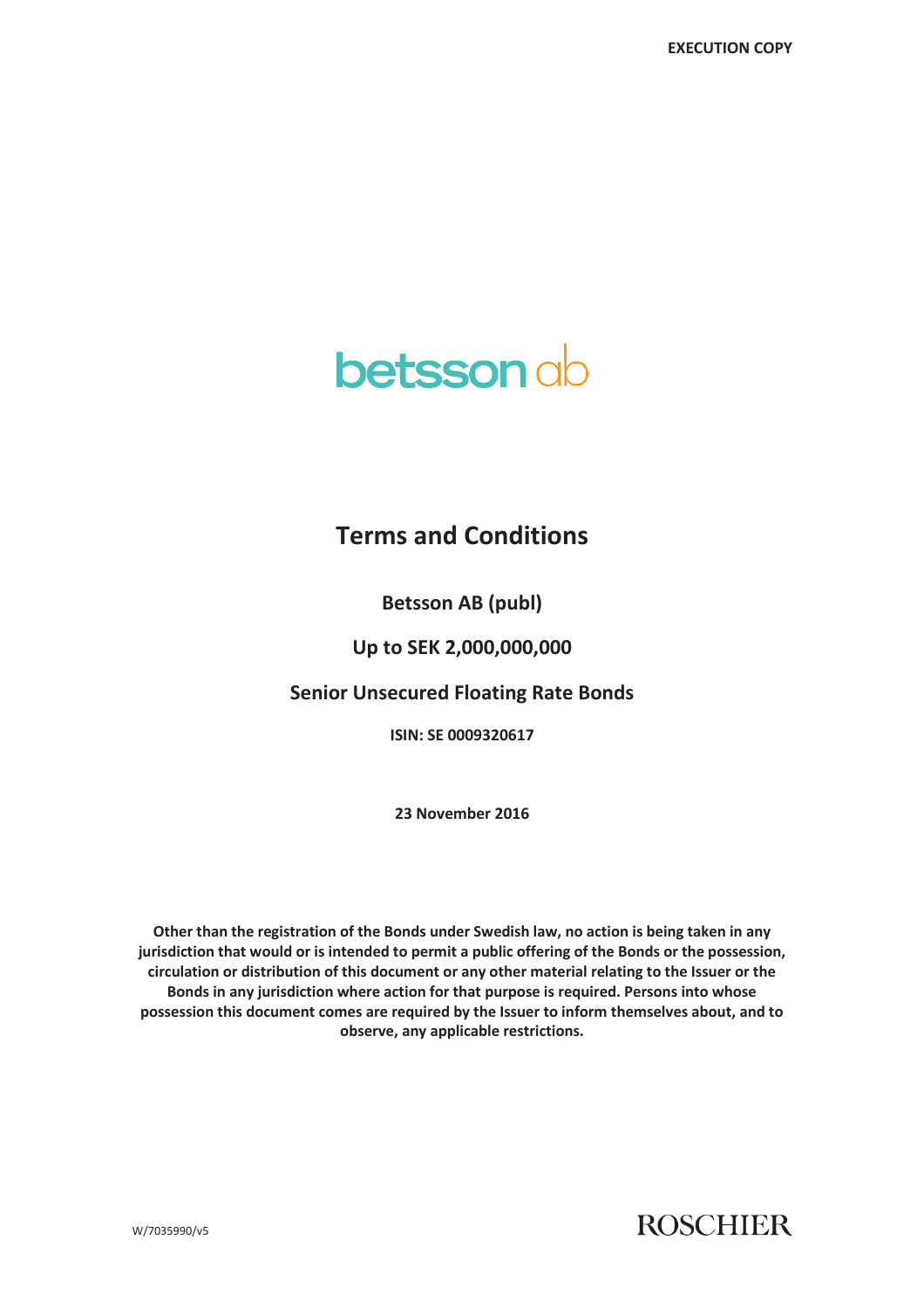**EXECUTION COPY**

betsson ab

# Terms and Conditions

**Betsson AB (publ)**

**Up to SEK 2,000,000,000**

**Senior Unsecured Floating Rate Bonds**

**ISIN: SE 0009320617**

**23 November 2016**

**Other than the registration of the Bonds under Swedish law, no action is being taken in any jurisdiction that would or is intended to permit a public offering of the Bonds or the possession, circulation or distribution of this document or any other material relating to the Issuer or the Bonds in any jurisdiction where action for that purpose is required. Persons into whose possession this document comes are required by the Issuer to inform themselves about, and to observe, any applicable restrictions.**

W/7035990/v5

ROSCHIER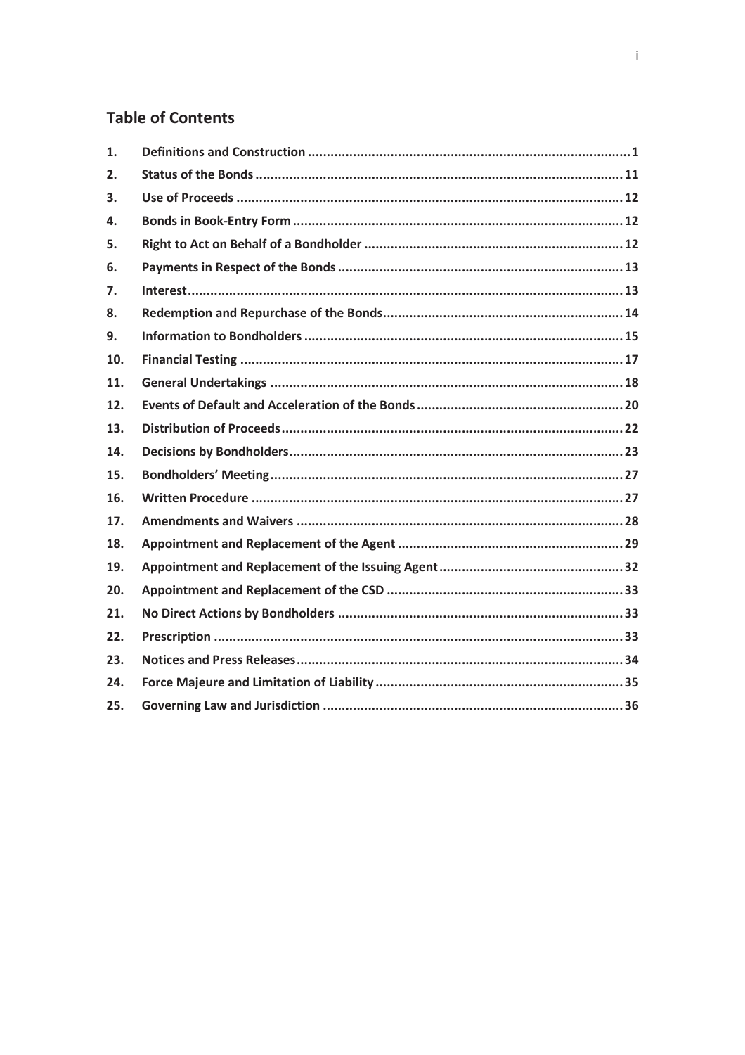## Table of Contents

| | | |
|---|---|---|
| 1. | Definitions and Construction | 1 |
| 2. | Status of the Bonds | 11 |
| 3. | Use of Proceeds | 12 |
| 4. | Bonds in Book-Entry Form | 12 |
| 5. | Right to Act on Behalf of a Bondholder | 12 |
| 6. | Payments in Respect of the Bonds | 13 |
| 7. | Interest | 13 |
| 8. | Redemption and Repurchase of the Bonds | 14 |
| 9. | Information to Bondholders | 15 |
| 10. | Financial Testing | 17 |
| 11. | General Undertakings | 18 |
| 12. | Events of Default and Acceleration of the Bonds | 20 |
| 13. | Distribution of Proceeds | 22 |
| 14. | Decisions by Bondholders | 23 |
| 15. | Bondholders' Meeting | 27 |
| 16. | Written Procedure | 27 |
| 17. | Amendments and Waivers | 28 |
| 18. | Appointment and Replacement of the Agent | 29 |
| 19. | Appointment and Replacement of the Issuing Agent | 32 |
| 20. | Appointment and Replacement of the CSD | 33 |
| 21. | No Direct Actions by Bondholders | 33 |
| 22. | Prescription | 33 |
| 23. | Notices and Press Releases | 34 |
| 24. | Force Majeure and Limitation of Liability | 35 |
| 25. | Governing Law and Jurisdiction | 36 |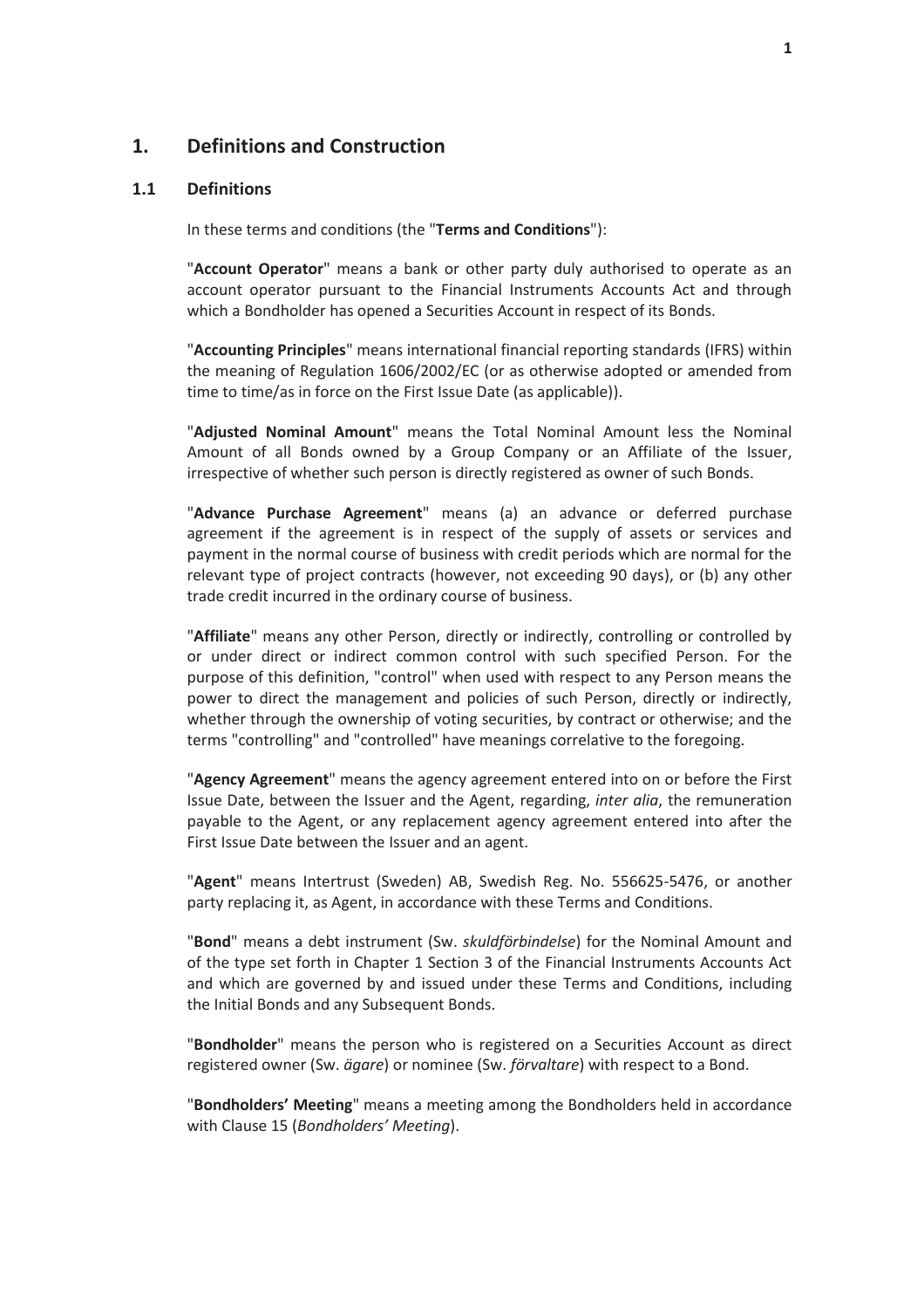# 1. Definitions and Construction

## 1.1 Definitions

In these terms and conditions (the "**Terms and Conditions**"):

"**Account Operator**" means a bank or other party duly authorised to operate as an account operator pursuant to the Financial Instruments Accounts Act and through which a Bondholder has opened a Securities Account in respect of its Bonds.

"**Accounting Principles**" means international financial reporting standards (IFRS) within the meaning of Regulation 1606/2002/EC (or as otherwise adopted or amended from time to time/as in force on the First Issue Date (as applicable)).

"**Adjusted Nominal Amount**" means the Total Nominal Amount less the Nominal Amount of all Bonds owned by a Group Company or an Affiliate of the Issuer, irrespective of whether such person is directly registered as owner of such Bonds.

"**Advance Purchase Agreement**" means (a) an advance or deferred purchase agreement if the agreement is in respect of the supply of assets or services and payment in the normal course of business with credit periods which are normal for the relevant type of project contracts (however, not exceeding 90 days), or (b) any other trade credit incurred in the ordinary course of business.

"**Affiliate**" means any other Person, directly or indirectly, controlling or controlled by or under direct or indirect common control with such specified Person. For the purpose of this definition, "control" when used with respect to any Person means the power to direct the management and policies of such Person, directly or indirectly, whether through the ownership of voting securities, by contract or otherwise; and the terms "controlling" and "controlled" have meanings correlative to the foregoing.

"**Agency Agreement**" means the agency agreement entered into on or before the First Issue Date, between the Issuer and the Agent, regarding, *inter alia*, the remuneration payable to the Agent, or any replacement agency agreement entered into after the First Issue Date between the Issuer and an agent.

"**Agent**" means Intertrust (Sweden) AB, Swedish Reg. No. 556625-5476, or another party replacing it, as Agent, in accordance with these Terms and Conditions.

"**Bond**" means a debt instrument (Sw. *skuldförbindelse*) for the Nominal Amount and of the type set forth in Chapter 1 Section 3 of the Financial Instruments Accounts Act and which are governed by and issued under these Terms and Conditions, including the Initial Bonds and any Subsequent Bonds.

"**Bondholder**" means the person who is registered on a Securities Account as direct registered owner (Sw. *ägare*) or nominee (Sw. *förvaltare*) with respect to a Bond.

"**Bondholders' Meeting**" means a meeting among the Bondholders held in accordance with Clause 15 (*Bondholders' Meeting*).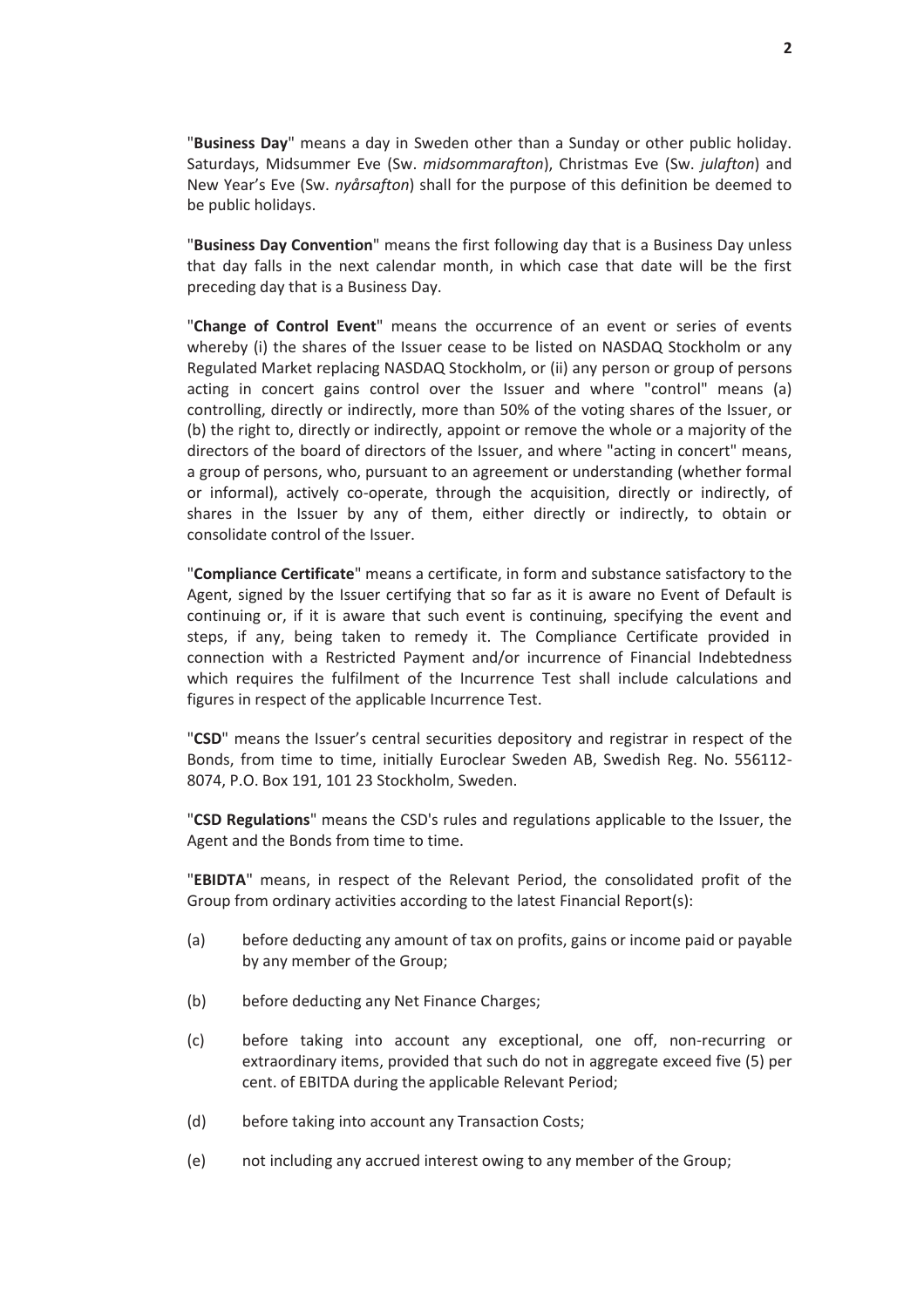"**Business Day**" means a day in Sweden other than a Sunday or other public holiday. Saturdays, Midsummer Eve (Sw. *midsommarafton*), Christmas Eve (Sw. *julafton*) and New Year's Eve (Sw. *nyårsafton*) shall for the purpose of this definition be deemed to be public holidays.

"**Business Day Convention**" means the first following day that is a Business Day unless that day falls in the next calendar month, in which case that date will be the first preceding day that is a Business Day.

"**Change of Control Event**" means the occurrence of an event or series of events whereby (i) the shares of the Issuer cease to be listed on NASDAQ Stockholm or any Regulated Market replacing NASDAQ Stockholm, or (ii) any person or group of persons acting in concert gains control over the Issuer and where "control" means (a) controlling, directly or indirectly, more than 50% of the voting shares of the Issuer, or (b) the right to, directly or indirectly, appoint or remove the whole or a majority of the directors of the board of directors of the Issuer, and where "acting in concert" means, a group of persons, who, pursuant to an agreement or understanding (whether formal or informal), actively co-operate, through the acquisition, directly or indirectly, of shares in the Issuer by any of them, either directly or indirectly, to obtain or consolidate control of the Issuer.

"**Compliance Certificate**" means a certificate, in form and substance satisfactory to the Agent, signed by the Issuer certifying that so far as it is aware no Event of Default is continuing or, if it is aware that such event is continuing, specifying the event and steps, if any, being taken to remedy it. The Compliance Certificate provided in connection with a Restricted Payment and/or incurrence of Financial Indebtedness which requires the fulfilment of the Incurrence Test shall include calculations and figures in respect of the applicable Incurrence Test.

"**CSD**" means the Issuer's central securities depository and registrar in respect of the Bonds, from time to time, initially Euroclear Sweden AB, Swedish Reg. No. 556112-8074, P.O. Box 191, 101 23 Stockholm, Sweden.

"**CSD Regulations**" means the CSD's rules and regulations applicable to the Issuer, the Agent and the Bonds from time to time.

"**EBIDTA**" means, in respect of the Relevant Period, the consolidated profit of the Group from ordinary activities according to the latest Financial Report(s):

(a) before deducting any amount of tax on profits, gains or income paid or payable by any member of the Group;

(b) before deducting any Net Finance Charges;

(c) before taking into account any exceptional, one off, non-recurring or extraordinary items, provided that such do not in aggregate exceed five (5) per cent. of EBITDA during the applicable Relevant Period;

(d) before taking into account any Transaction Costs;

(e) not including any accrued interest owing to any member of the Group;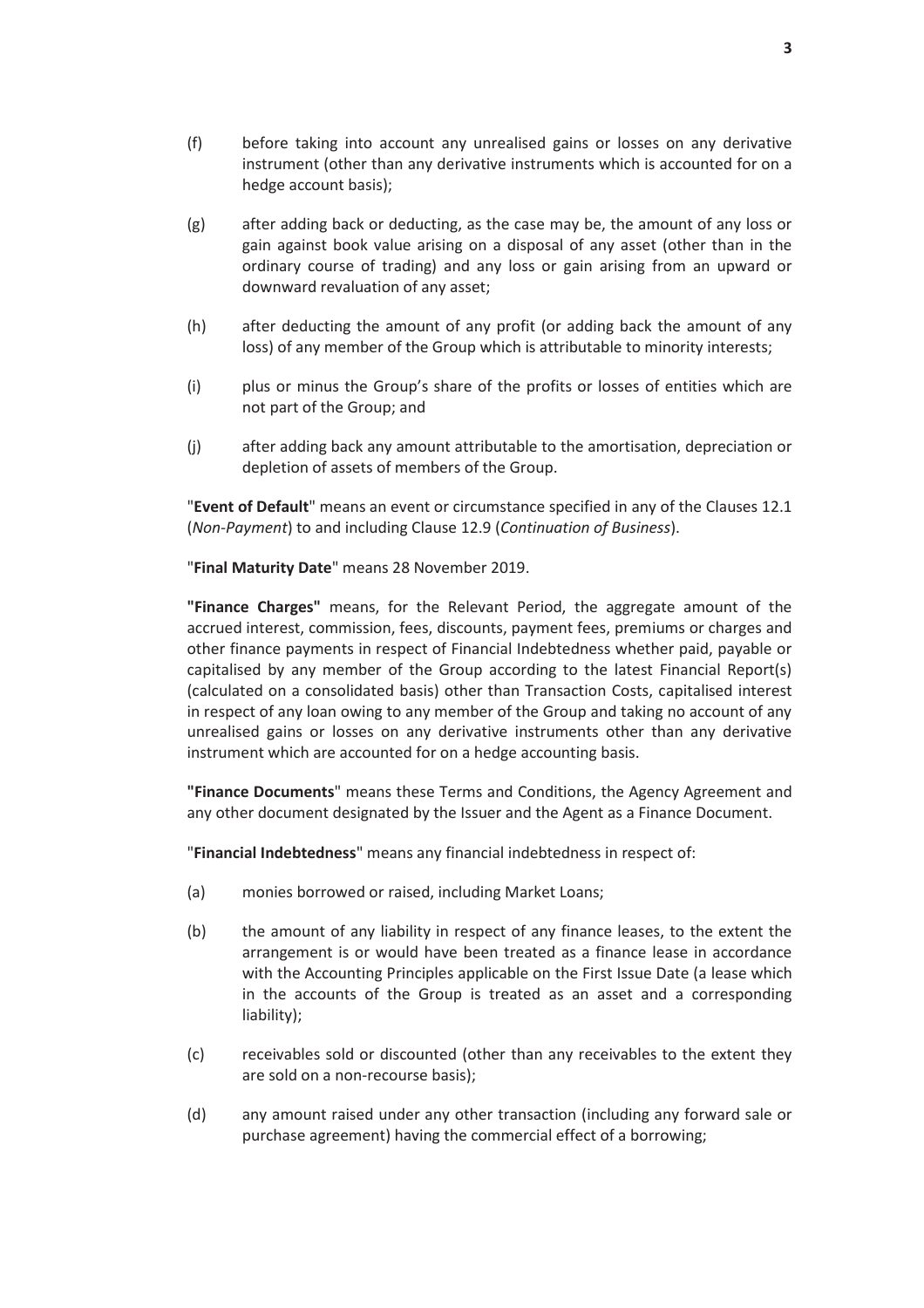(f) before taking into account any unrealised gains or losses on any derivative instrument (other than any derivative instruments which is accounted for on a hedge account basis);

(g) after adding back or deducting, as the case may be, the amount of any loss or gain against book value arising on a disposal of any asset (other than in the ordinary course of trading) and any loss or gain arising from an upward or downward revaluation of any asset;

(h) after deducting the amount of any profit (or adding back the amount of any loss) of any member of the Group which is attributable to minority interests;

(i) plus or minus the Group's share of the profits or losses of entities which are not part of the Group; and

(j) after adding back any amount attributable to the amortisation, depreciation or depletion of assets of members of the Group.

"**Event of Default**" means an event or circumstance specified in any of the Clauses 12.1 (*Non-Payment*) to and including Clause 12.9 (*Continuation of Business*).

"**Final Maturity Date**" means 28 November 2019.

**"Finance Charges"** means, for the Relevant Period, the aggregate amount of the accrued interest, commission, fees, discounts, payment fees, premiums or charges and other finance payments in respect of Financial Indebtedness whether paid, payable or capitalised by any member of the Group according to the latest Financial Report(s) (calculated on a consolidated basis) other than Transaction Costs, capitalised interest in respect of any loan owing to any member of the Group and taking no account of any unrealised gains or losses on any derivative instruments other than any derivative instrument which are accounted for on a hedge accounting basis.

**"Finance Documents**" means these Terms and Conditions, the Agency Agreement and any other document designated by the Issuer and the Agent as a Finance Document.

"**Financial Indebtedness**" means any financial indebtedness in respect of:

(a) monies borrowed or raised, including Market Loans;

(b) the amount of any liability in respect of any finance leases, to the extent the arrangement is or would have been treated as a finance lease in accordance with the Accounting Principles applicable on the First Issue Date (a lease which in the accounts of the Group is treated as an asset and a corresponding liability);

(c) receivables sold or discounted (other than any receivables to the extent they are sold on a non-recourse basis);

(d) any amount raised under any other transaction (including any forward sale or purchase agreement) having the commercial effect of a borrowing;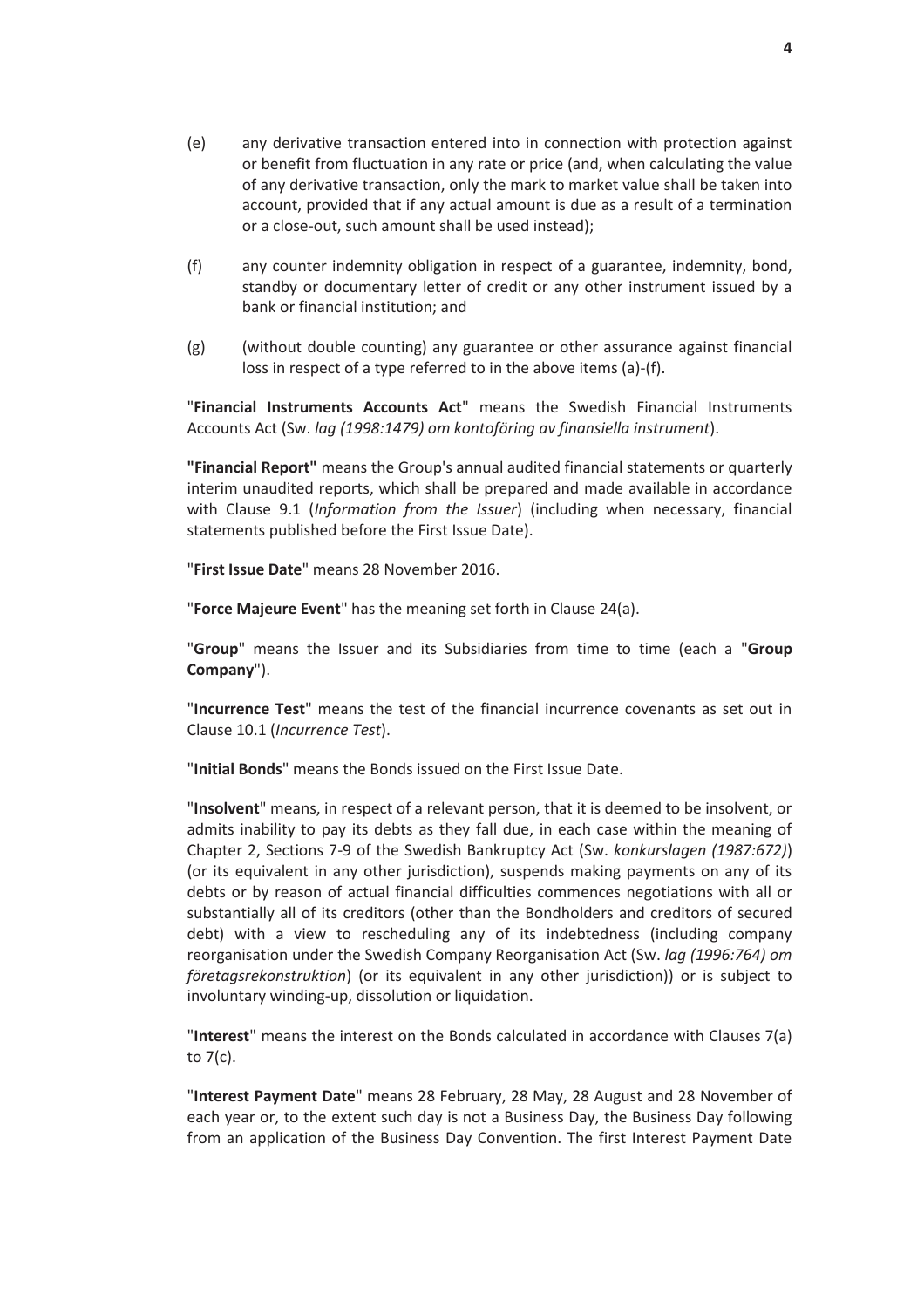(e) any derivative transaction entered into in connection with protection against or benefit from fluctuation in any rate or price (and, when calculating the value of any derivative transaction, only the mark to market value shall be taken into account, provided that if any actual amount is due as a result of a termination or a close-out, such amount shall be used instead);

(f) any counter indemnity obligation in respect of a guarantee, indemnity, bond, standby or documentary letter of credit or any other instrument issued by a bank or financial institution; and

(g) (without double counting) any guarantee or other assurance against financial loss in respect of a type referred to in the above items (a)-(f).

"**Financial Instruments Accounts Act**" means the Swedish Financial Instruments Accounts Act (Sw. *lag (1998:1479) om kontoföring av finansiella instrument*).

**"Financial Report"** means the Group's annual audited financial statements or quarterly interim unaudited reports, which shall be prepared and made available in accordance with Clause 9.1 (*Information from the Issuer*) (including when necessary, financial statements published before the First Issue Date).

"**First Issue Date**" means 28 November 2016.

"**Force Majeure Event**" has the meaning set forth in Clause 24(a).

"**Group**" means the Issuer and its Subsidiaries from time to time (each a "**Group Company**").

"**Incurrence Test**" means the test of the financial incurrence covenants as set out in Clause 10.1 (*Incurrence Test*).

"**Initial Bonds**" means the Bonds issued on the First Issue Date.

"**Insolvent**" means, in respect of a relevant person, that it is deemed to be insolvent, or admits inability to pay its debts as they fall due, in each case within the meaning of Chapter 2, Sections 7-9 of the Swedish Bankruptcy Act (Sw. *konkurslagen (1987:672)*) (or its equivalent in any other jurisdiction), suspends making payments on any of its debts or by reason of actual financial difficulties commences negotiations with all or substantially all of its creditors (other than the Bondholders and creditors of secured debt) with a view to rescheduling any of its indebtedness (including company reorganisation under the Swedish Company Reorganisation Act (Sw. *lag (1996:764) om företagsrekonstruktion*) (or its equivalent in any other jurisdiction)) or is subject to involuntary winding-up, dissolution or liquidation.

"**Interest**" means the interest on the Bonds calculated in accordance with Clauses 7(a) to 7(c).

"**Interest Payment Date**" means 28 February, 28 May, 28 August and 28 November of each year or, to the extent such day is not a Business Day, the Business Day following from an application of the Business Day Convention. The first Interest Payment Date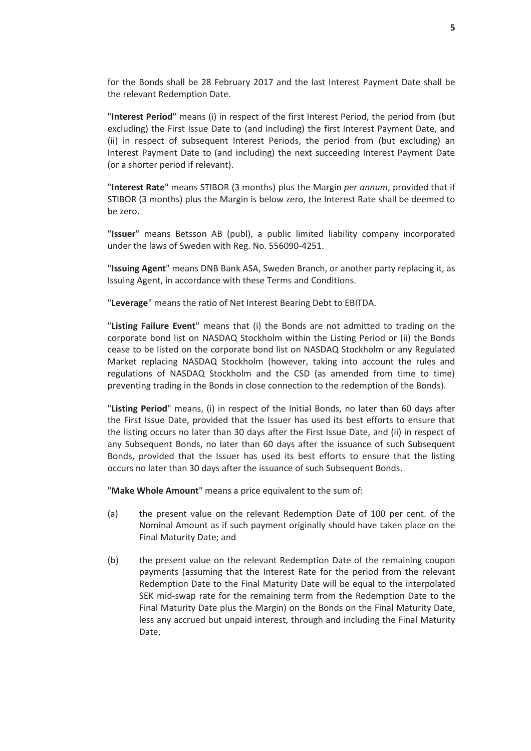for the Bonds shall be 28 February 2017 and the last Interest Payment Date shall be the relevant Redemption Date.

"**Interest Period**" means (i) in respect of the first Interest Period, the period from (but excluding) the First Issue Date to (and including) the first Interest Payment Date, and (ii) in respect of subsequent Interest Periods, the period from (but excluding) an Interest Payment Date to (and including) the next succeeding Interest Payment Date (or a shorter period if relevant).

"**Interest Rate**" means STIBOR (3 months) plus the Margin *per annum*, provided that if STIBOR (3 months) plus the Margin is below zero, the Interest Rate shall be deemed to be zero.

"**Issuer**" means Betsson AB (publ), a public limited liability company incorporated under the laws of Sweden with Reg. No. 556090-4251.

"**Issuing Agent**" means DNB Bank ASA, Sweden Branch, or another party replacing it, as Issuing Agent, in accordance with these Terms and Conditions.

"**Leverage**" means the ratio of Net Interest Bearing Debt to EBITDA.

"**Listing Failure Event**" means that (i) the Bonds are not admitted to trading on the corporate bond list on NASDAQ Stockholm within the Listing Period or (ii) the Bonds cease to be listed on the corporate bond list on NASDAQ Stockholm or any Regulated Market replacing NASDAQ Stockholm (however, taking into account the rules and regulations of NASDAQ Stockholm and the CSD (as amended from time to time) preventing trading in the Bonds in close connection to the redemption of the Bonds).

"**Listing Period**" means, (i) in respect of the Initial Bonds, no later than 60 days after the First Issue Date, provided that the Issuer has used its best efforts to ensure that the listing occurs no later than 30 days after the First Issue Date, and (ii) in respect of any Subsequent Bonds, no later than 60 days after the issuance of such Subsequent Bonds, provided that the Issuer has used its best efforts to ensure that the listing occurs no later than 30 days after the issuance of such Subsequent Bonds.

"**Make Whole Amount**" means a price equivalent to the sum of:

(a) the present value on the relevant Redemption Date of 100 per cent. of the Nominal Amount as if such payment originally should have taken place on the Final Maturity Date; and

(b) the present value on the relevant Redemption Date of the remaining coupon payments (assuming that the Interest Rate for the period from the relevant Redemption Date to the Final Maturity Date will be equal to the interpolated SEK mid-swap rate for the remaining term from the Redemption Date to the Final Maturity Date plus the Margin) on the Bonds on the Final Maturity Date, less any accrued but unpaid interest, through and including the Final Maturity Date,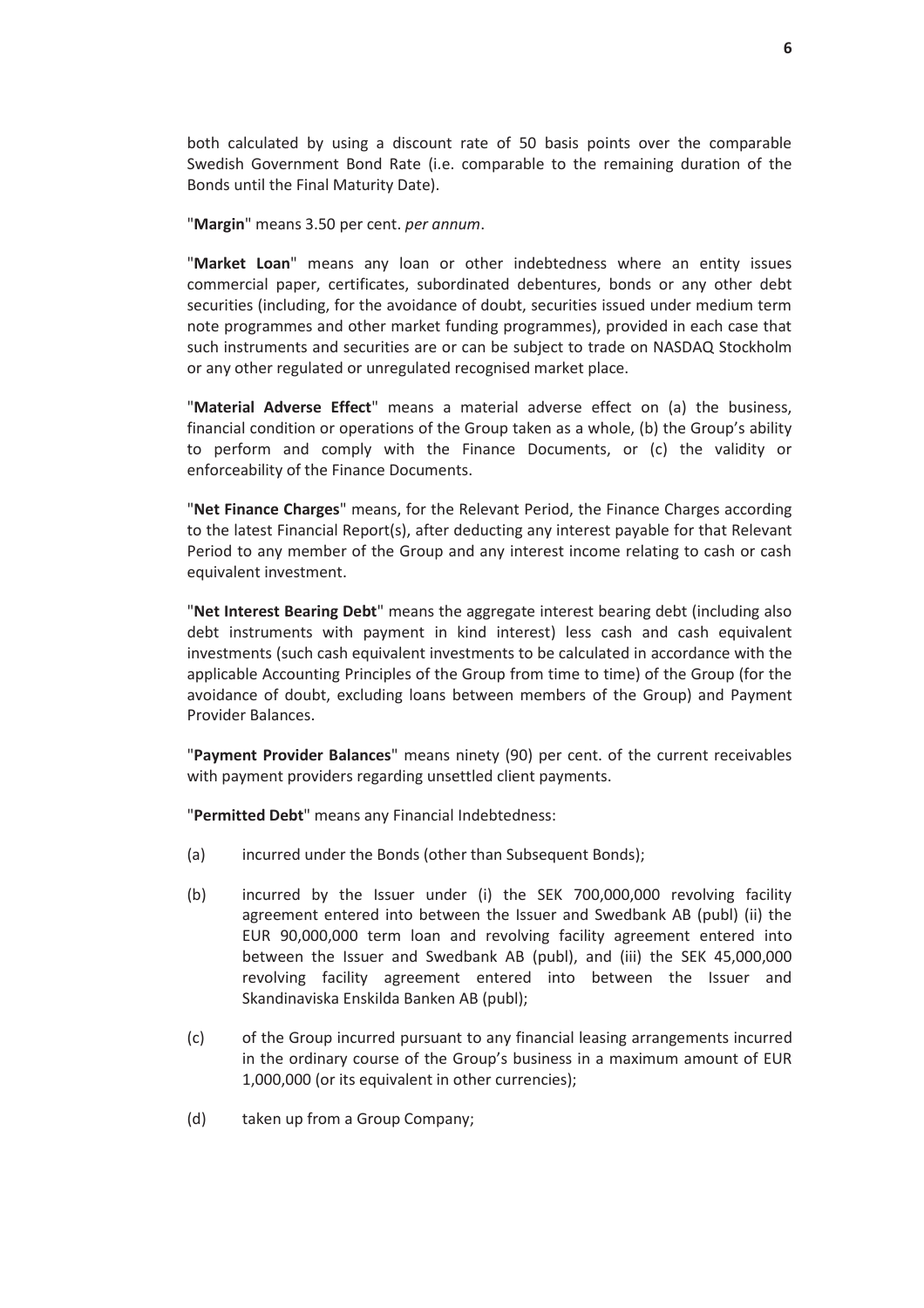both calculated by using a discount rate of 50 basis points over the comparable Swedish Government Bond Rate (i.e. comparable to the remaining duration of the Bonds until the Final Maturity Date).

"**Margin**" means 3.50 per cent. *per annum*.

"**Market Loan**" means any loan or other indebtedness where an entity issues commercial paper, certificates, subordinated debentures, bonds or any other debt securities (including, for the avoidance of doubt, securities issued under medium term note programmes and other market funding programmes), provided in each case that such instruments and securities are or can be subject to trade on NASDAQ Stockholm or any other regulated or unregulated recognised market place.

"**Material Adverse Effect**" means a material adverse effect on (a) the business, financial condition or operations of the Group taken as a whole, (b) the Group's ability to perform and comply with the Finance Documents, or (c) the validity or enforceability of the Finance Documents.

"**Net Finance Charges**" means, for the Relevant Period, the Finance Charges according to the latest Financial Report(s), after deducting any interest payable for that Relevant Period to any member of the Group and any interest income relating to cash or cash equivalent investment.

"**Net Interest Bearing Debt**" means the aggregate interest bearing debt (including also debt instruments with payment in kind interest) less cash and cash equivalent investments (such cash equivalent investments to be calculated in accordance with the applicable Accounting Principles of the Group from time to time) of the Group (for the avoidance of doubt, excluding loans between members of the Group) and Payment Provider Balances.

"**Payment Provider Balances**" means ninety (90) per cent. of the current receivables with payment providers regarding unsettled client payments.

"**Permitted Debt**" means any Financial Indebtedness:

(a) incurred under the Bonds (other than Subsequent Bonds);

(b) incurred by the Issuer under (i) the SEK 700,000,000 revolving facility agreement entered into between the Issuer and Swedbank AB (publ) (ii) the EUR 90,000,000 term loan and revolving facility agreement entered into between the Issuer and Swedbank AB (publ), and (iii) the SEK 45,000,000 revolving facility agreement entered into between the Issuer and Skandinaviska Enskilda Banken AB (publ);

(c) of the Group incurred pursuant to any financial leasing arrangements incurred in the ordinary course of the Group's business in a maximum amount of EUR 1,000,000 (or its equivalent in other currencies);

(d) taken up from a Group Company;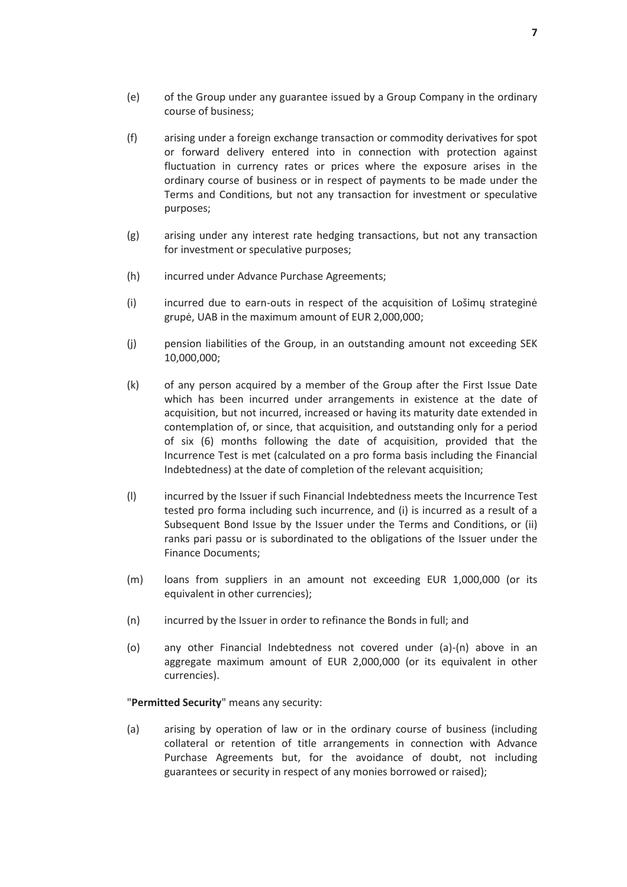(e) of the Group under any guarantee issued by a Group Company in the ordinary course of business;

(f) arising under a foreign exchange transaction or commodity derivatives for spot or forward delivery entered into in connection with protection against fluctuation in currency rates or prices where the exposure arises in the ordinary course of business or in respect of payments to be made under the Terms and Conditions, but not any transaction for investment or speculative purposes;

(g) arising under any interest rate hedging transactions, but not any transaction for investment or speculative purposes;

(h) incurred under Advance Purchase Agreements;

(i) incurred due to earn-outs in respect of the acquisition of Lošimų strateginė grupė, UAB in the maximum amount of EUR 2,000,000;

(j) pension liabilities of the Group, in an outstanding amount not exceeding SEK 10,000,000;

(k) of any person acquired by a member of the Group after the First Issue Date which has been incurred under arrangements in existence at the date of acquisition, but not incurred, increased or having its maturity date extended in contemplation of, or since, that acquisition, and outstanding only for a period of six (6) months following the date of acquisition, provided that the Incurrence Test is met (calculated on a pro forma basis including the Financial Indebtedness) at the date of completion of the relevant acquisition;

(l) incurred by the Issuer if such Financial Indebtedness meets the Incurrence Test tested pro forma including such incurrence, and (i) is incurred as a result of a Subsequent Bond Issue by the Issuer under the Terms and Conditions, or (ii) ranks pari passu or is subordinated to the obligations of the Issuer under the Finance Documents;

(m) loans from suppliers in an amount not exceeding EUR 1,000,000 (or its equivalent in other currencies);

(n) incurred by the Issuer in order to refinance the Bonds in full; and

(o) any other Financial Indebtedness not covered under (a)-(n) above in an aggregate maximum amount of EUR 2,000,000 (or its equivalent in other currencies).

"**Permitted Security**" means any security:

(a) arising by operation of law or in the ordinary course of business (including collateral or retention of title arrangements in connection with Advance Purchase Agreements but, for the avoidance of doubt, not including guarantees or security in respect of any monies borrowed or raised);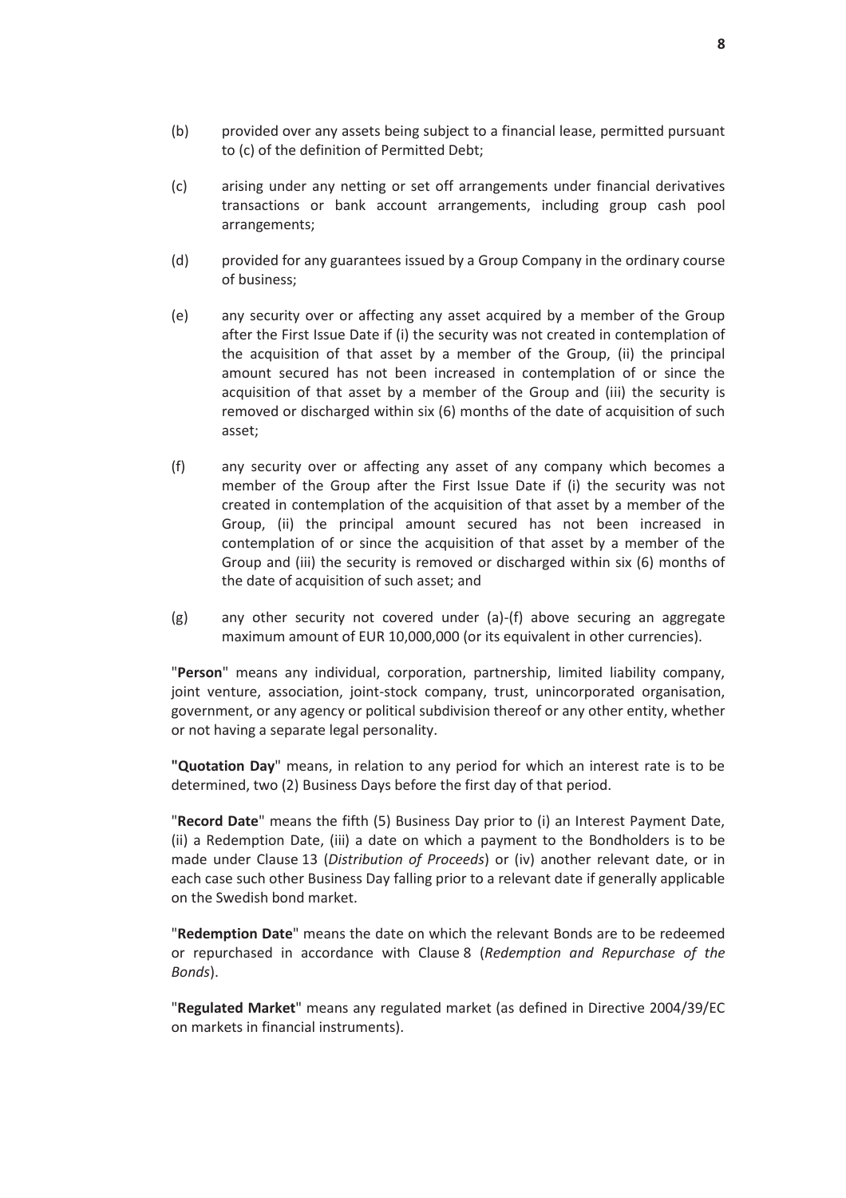(b) provided over any assets being subject to a financial lease, permitted pursuant to (c) of the definition of Permitted Debt;

(c) arising under any netting or set off arrangements under financial derivatives transactions or bank account arrangements, including group cash pool arrangements;

(d) provided for any guarantees issued by a Group Company in the ordinary course of business;

(e) any security over or affecting any asset acquired by a member of the Group after the First Issue Date if (i) the security was not created in contemplation of the acquisition of that asset by a member of the Group, (ii) the principal amount secured has not been increased in contemplation of or since the acquisition of that asset by a member of the Group and (iii) the security is removed or discharged within six (6) months of the date of acquisition of such asset;

(f) any security over or affecting any asset of any company which becomes a member of the Group after the First Issue Date if (i) the security was not created in contemplation of the acquisition of that asset by a member of the Group, (ii) the principal amount secured has not been increased in contemplation of or since the acquisition of that asset by a member of the Group and (iii) the security is removed or discharged within six (6) months of the date of acquisition of such asset; and

(g) any other security not covered under (a)-(f) above securing an aggregate maximum amount of EUR 10,000,000 (or its equivalent in other currencies).

"**Person**" means any individual, corporation, partnership, limited liability company, joint venture, association, joint-stock company, trust, unincorporated organisation, government, or any agency or political subdivision thereof or any other entity, whether or not having a separate legal personality.

**"Quotation Day**" means, in relation to any period for which an interest rate is to be determined, two (2) Business Days before the first day of that period.

"**Record Date**" means the fifth (5) Business Day prior to (i) an Interest Payment Date, (ii) a Redemption Date, (iii) a date on which a payment to the Bondholders is to be made under Clause 13 (*Distribution of Proceeds*) or (iv) another relevant date, or in each case such other Business Day falling prior to a relevant date if generally applicable on the Swedish bond market.

"**Redemption Date**" means the date on which the relevant Bonds are to be redeemed or repurchased in accordance with Clause 8 (*Redemption and Repurchase of the Bonds*).

"**Regulated Market**" means any regulated market (as defined in Directive 2004/39/EC on markets in financial instruments).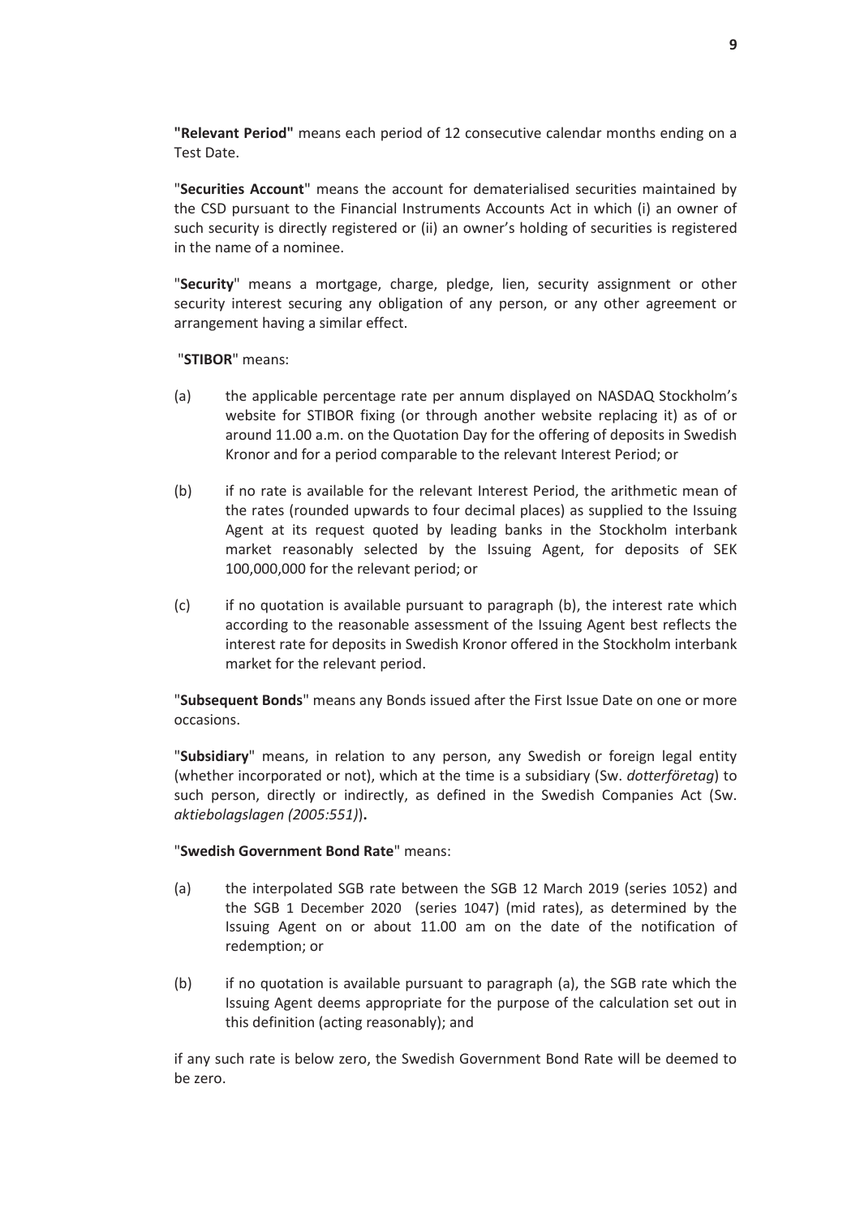**"Relevant Period"** means each period of 12 consecutive calendar months ending on a Test Date.

"**Securities Account**" means the account for dematerialised securities maintained by the CSD pursuant to the Financial Instruments Accounts Act in which (i) an owner of such security is directly registered or (ii) an owner's holding of securities is registered in the name of a nominee.

"**Security**" means a mortgage, charge, pledge, lien, security assignment or other security interest securing any obligation of any person, or any other agreement or arrangement having a similar effect.

"**STIBOR**" means:

(a) the applicable percentage rate per annum displayed on NASDAQ Stockholm's website for STIBOR fixing (or through another website replacing it) as of or around 11.00 a.m. on the Quotation Day for the offering of deposits in Swedish Kronor and for a period comparable to the relevant Interest Period; or

(b) if no rate is available for the relevant Interest Period, the arithmetic mean of the rates (rounded upwards to four decimal places) as supplied to the Issuing Agent at its request quoted by leading banks in the Stockholm interbank market reasonably selected by the Issuing Agent, for deposits of SEK 100,000,000 for the relevant period; or

(c) if no quotation is available pursuant to paragraph (b), the interest rate which according to the reasonable assessment of the Issuing Agent best reflects the interest rate for deposits in Swedish Kronor offered in the Stockholm interbank market for the relevant period.

"**Subsequent Bonds**" means any Bonds issued after the First Issue Date on one or more occasions.

"**Subsidiary**" means, in relation to any person, any Swedish or foreign legal entity (whether incorporated or not), which at the time is a subsidiary (Sw. *dotterföretag*) to such person, directly or indirectly, as defined in the Swedish Companies Act (Sw. *aktiebolagslagen (2005:551)*)**.**

"**Swedish Government Bond Rate**" means:

(a) the interpolated SGB rate between the SGB 12 March 2019 (series 1052) and the SGB 1 December 2020 (series 1047) (mid rates), as determined by the Issuing Agent on or about 11.00 am on the date of the notification of redemption; or

(b) if no quotation is available pursuant to paragraph (a), the SGB rate which the Issuing Agent deems appropriate for the purpose of the calculation set out in this definition (acting reasonably); and

if any such rate is below zero, the Swedish Government Bond Rate will be deemed to be zero.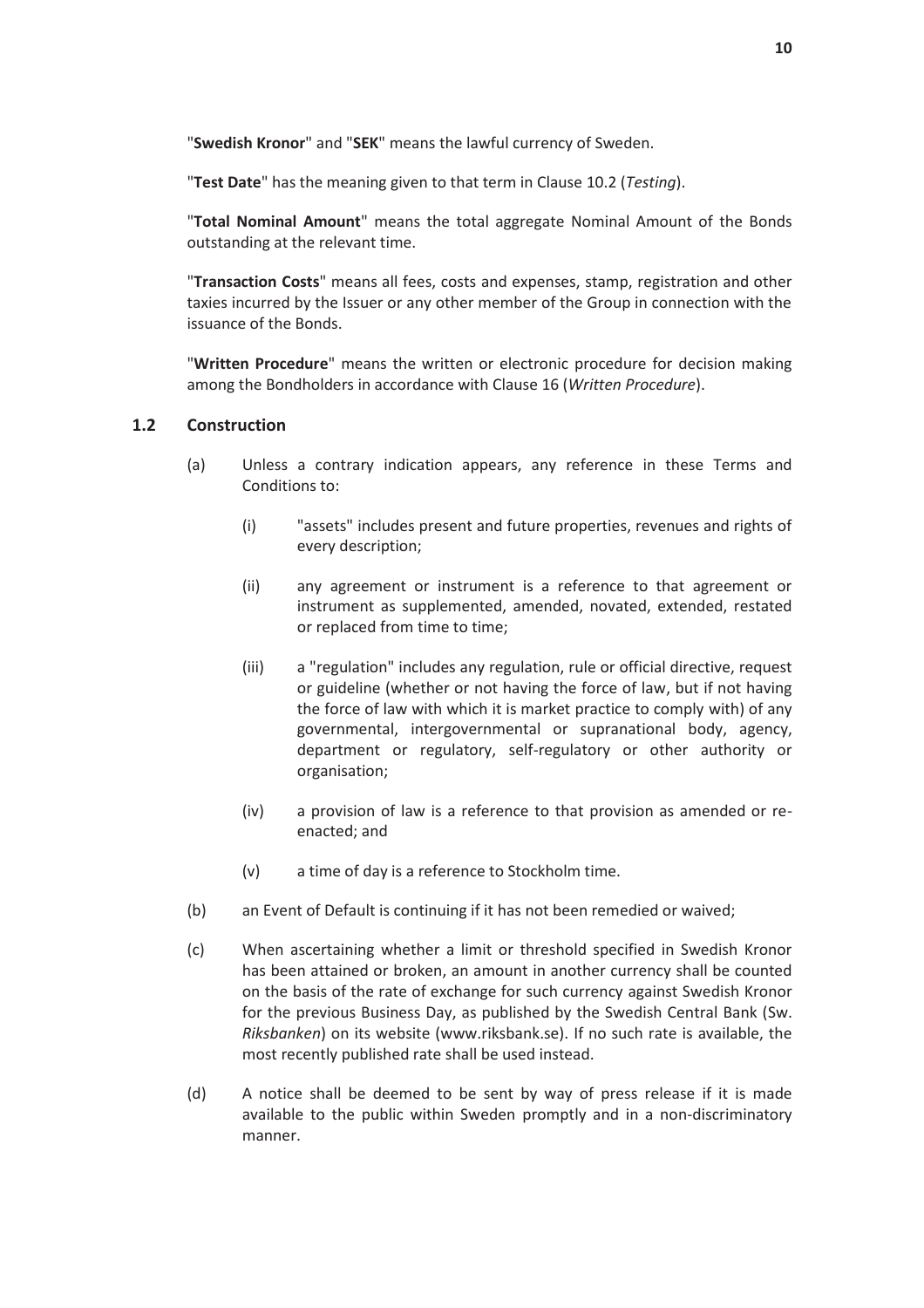"**Swedish Kronor**" and "**SEK**" means the lawful currency of Sweden.

"**Test Date**" has the meaning given to that term in Clause 10.2 (*Testing*).

"**Total Nominal Amount**" means the total aggregate Nominal Amount of the Bonds outstanding at the relevant time.

"**Transaction Costs**" means all fees, costs and expenses, stamp, registration and other taxies incurred by the Issuer or any other member of the Group in connection with the issuance of the Bonds.

"**Written Procedure**" means the written or electronic procedure for decision making among the Bondholders in accordance with Clause 16 (*Written Procedure*).

## 1.2 Construction

(a) Unless a contrary indication appears, any reference in these Terms and Conditions to:

 (i) "assets" includes present and future properties, revenues and rights of every description;

 (ii) any agreement or instrument is a reference to that agreement or instrument as supplemented, amended, novated, extended, restated or replaced from time to time;

 (iii) a "regulation" includes any regulation, rule or official directive, request or guideline (whether or not having the force of law, but if not having the force of law with which it is market practice to comply with) of any governmental, intergovernmental or supranational body, agency, department or regulatory, self-regulatory or other authority or organisation;

 (iv) a provision of law is a reference to that provision as amended or re-enacted; and

 (v) a time of day is a reference to Stockholm time.

(b) an Event of Default is continuing if it has not been remedied or waived;

(c) When ascertaining whether a limit or threshold specified in Swedish Kronor has been attained or broken, an amount in another currency shall be counted on the basis of the rate of exchange for such currency against Swedish Kronor for the previous Business Day, as published by the Swedish Central Bank (Sw. *Riksbanken*) on its website (www.riksbank.se). If no such rate is available, the most recently published rate shall be used instead.

(d) A notice shall be deemed to be sent by way of press release if it is made available to the public within Sweden promptly and in a non-discriminatory manner.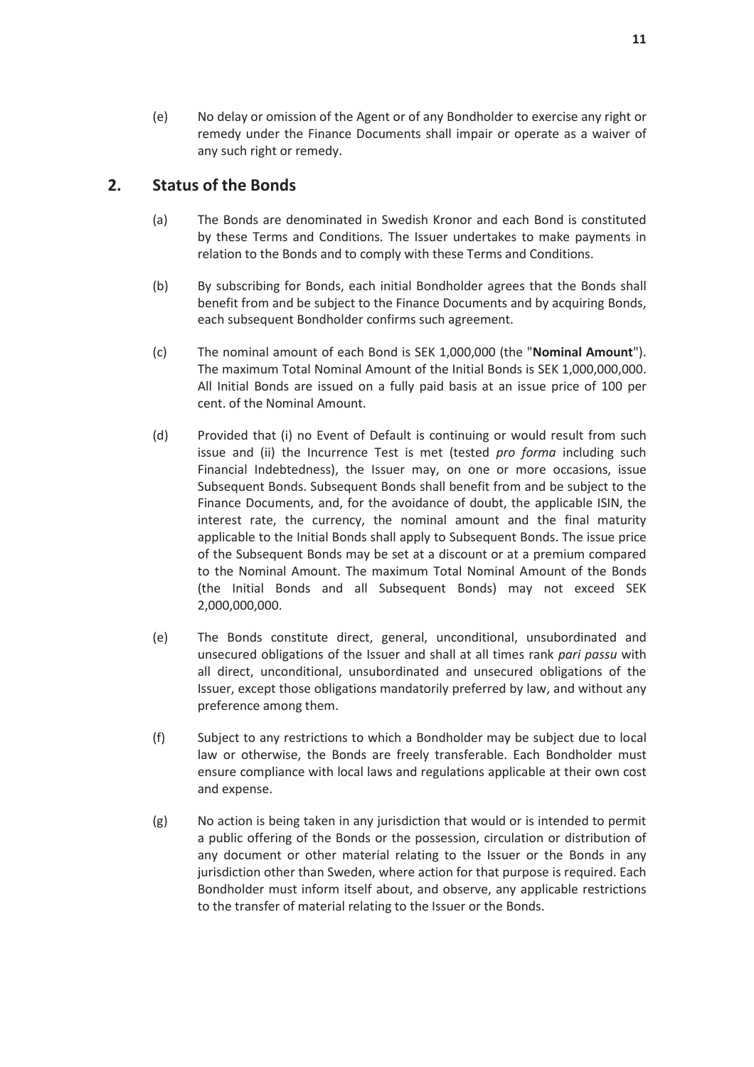(e) No delay or omission of the Agent or of any Bondholder to exercise any right or remedy under the Finance Documents shall impair or operate as a waiver of any such right or remedy.

## 2. Status of the Bonds

(a) The Bonds are denominated in Swedish Kronor and each Bond is constituted by these Terms and Conditions. The Issuer undertakes to make payments in relation to the Bonds and to comply with these Terms and Conditions.

(b) By subscribing for Bonds, each initial Bondholder agrees that the Bonds shall benefit from and be subject to the Finance Documents and by acquiring Bonds, each subsequent Bondholder confirms such agreement.

(c) The nominal amount of each Bond is SEK 1,000,000 (the "**Nominal Amount**"). The maximum Total Nominal Amount of the Initial Bonds is SEK 1,000,000,000. All Initial Bonds are issued on a fully paid basis at an issue price of 100 per cent. of the Nominal Amount.

(d) Provided that (i) no Event of Default is continuing or would result from such issue and (ii) the Incurrence Test is met (tested *pro forma* including such Financial Indebtedness), the Issuer may, on one or more occasions, issue Subsequent Bonds. Subsequent Bonds shall benefit from and be subject to the Finance Documents, and, for the avoidance of doubt, the applicable ISIN, the interest rate, the currency, the nominal amount and the final maturity applicable to the Initial Bonds shall apply to Subsequent Bonds. The issue price of the Subsequent Bonds may be set at a discount or at a premium compared to the Nominal Amount. The maximum Total Nominal Amount of the Bonds (the Initial Bonds and all Subsequent Bonds) may not exceed SEK 2,000,000,000.

(e) The Bonds constitute direct, general, unconditional, unsubordinated and unsecured obligations of the Issuer and shall at all times rank *pari passu* with all direct, unconditional, unsubordinated and unsecured obligations of the Issuer, except those obligations mandatorily preferred by law, and without any preference among them.

(f) Subject to any restrictions to which a Bondholder may be subject due to local law or otherwise, the Bonds are freely transferable. Each Bondholder must ensure compliance with local laws and regulations applicable at their own cost and expense.

(g) No action is being taken in any jurisdiction that would or is intended to permit a public offering of the Bonds or the possession, circulation or distribution of any document or other material relating to the Issuer or the Bonds in any jurisdiction other than Sweden, where action for that purpose is required. Each Bondholder must inform itself about, and observe, any applicable restrictions to the transfer of material relating to the Issuer or the Bonds.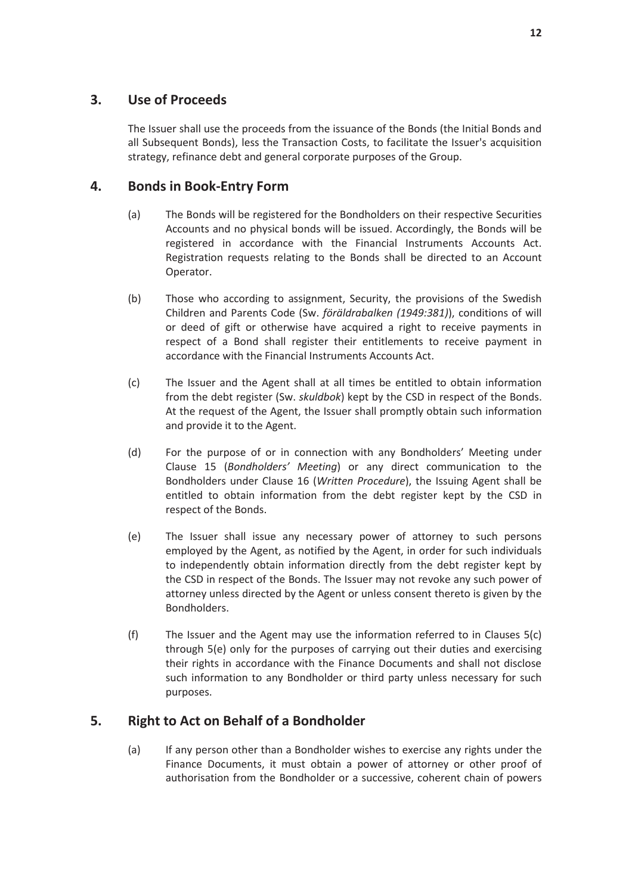## 3. Use of Proceeds

The Issuer shall use the proceeds from the issuance of the Bonds (the Initial Bonds and all Subsequent Bonds), less the Transaction Costs, to facilitate the Issuer's acquisition strategy, refinance debt and general corporate purposes of the Group.

## 4. Bonds in Book-Entry Form

(a) The Bonds will be registered for the Bondholders on their respective Securities Accounts and no physical bonds will be issued. Accordingly, the Bonds will be registered in accordance with the Financial Instruments Accounts Act. Registration requests relating to the Bonds shall be directed to an Account Operator.

(b) Those who according to assignment, Security, the provisions of the Swedish Children and Parents Code (Sw. *föräldrabalken (1949:381)*), conditions of will or deed of gift or otherwise have acquired a right to receive payments in respect of a Bond shall register their entitlements to receive payment in accordance with the Financial Instruments Accounts Act.

(c) The Issuer and the Agent shall at all times be entitled to obtain information from the debt register (Sw. *skuldbok*) kept by the CSD in respect of the Bonds. At the request of the Agent, the Issuer shall promptly obtain such information and provide it to the Agent.

(d) For the purpose of or in connection with any Bondholders' Meeting under Clause 15 (*Bondholders' Meeting*) or any direct communication to the Bondholders under Clause 16 (*Written Procedure*), the Issuing Agent shall be entitled to obtain information from the debt register kept by the CSD in respect of the Bonds.

(e) The Issuer shall issue any necessary power of attorney to such persons employed by the Agent, as notified by the Agent, in order for such individuals to independently obtain information directly from the debt register kept by the CSD in respect of the Bonds. The Issuer may not revoke any such power of attorney unless directed by the Agent or unless consent thereto is given by the Bondholders.

(f) The Issuer and the Agent may use the information referred to in Clauses 5(c) through 5(e) only for the purposes of carrying out their duties and exercising their rights in accordance with the Finance Documents and shall not disclose such information to any Bondholder or third party unless necessary for such purposes.

## 5. Right to Act on Behalf of a Bondholder

(a) If any person other than a Bondholder wishes to exercise any rights under the Finance Documents, it must obtain a power of attorney or other proof of authorisation from the Bondholder or a successive, coherent chain of powers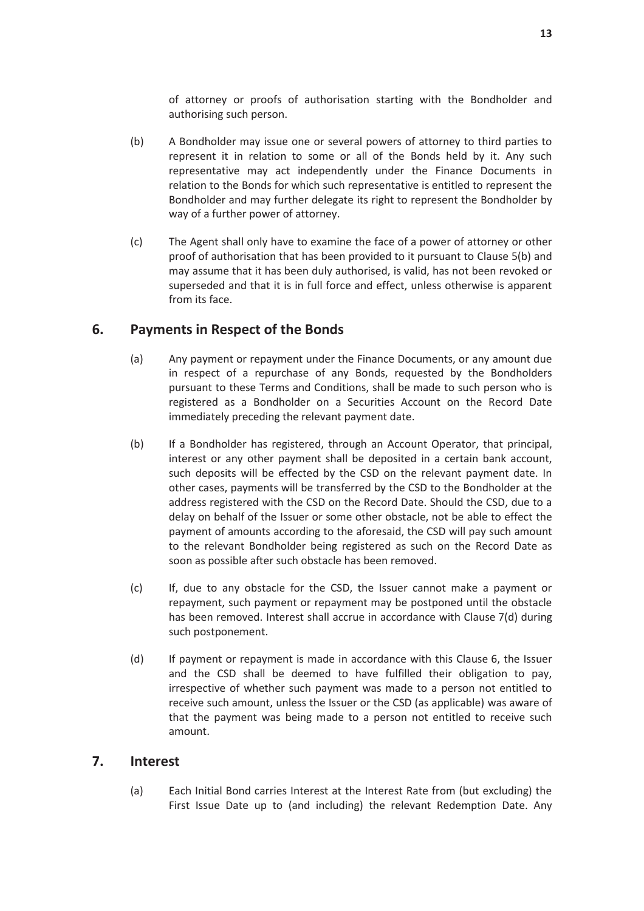of attorney or proofs of authorisation starting with the Bondholder and authorising such person.

(b) A Bondholder may issue one or several powers of attorney to third parties to represent it in relation to some or all of the Bonds held by it. Any such representative may act independently under the Finance Documents in relation to the Bonds for which such representative is entitled to represent the Bondholder and may further delegate its right to represent the Bondholder by way of a further power of attorney.

(c) The Agent shall only have to examine the face of a power of attorney or other proof of authorisation that has been provided to it pursuant to Clause 5(b) and may assume that it has been duly authorised, is valid, has not been revoked or superseded and that it is in full force and effect, unless otherwise is apparent from its face.

## 6. Payments in Respect of the Bonds

(a) Any payment or repayment under the Finance Documents, or any amount due in respect of a repurchase of any Bonds, requested by the Bondholders pursuant to these Terms and Conditions, shall be made to such person who is registered as a Bondholder on a Securities Account on the Record Date immediately preceding the relevant payment date.

(b) If a Bondholder has registered, through an Account Operator, that principal, interest or any other payment shall be deposited in a certain bank account, such deposits will be effected by the CSD on the relevant payment date. In other cases, payments will be transferred by the CSD to the Bondholder at the address registered with the CSD on the Record Date. Should the CSD, due to a delay on behalf of the Issuer or some other obstacle, not be able to effect the payment of amounts according to the aforesaid, the CSD will pay such amount to the relevant Bondholder being registered as such on the Record Date as soon as possible after such obstacle has been removed.

(c) If, due to any obstacle for the CSD, the Issuer cannot make a payment or repayment, such payment or repayment may be postponed until the obstacle has been removed. Interest shall accrue in accordance with Clause 7(d) during such postponement.

(d) If payment or repayment is made in accordance with this Clause 6, the Issuer and the CSD shall be deemed to have fulfilled their obligation to pay, irrespective of whether such payment was made to a person not entitled to receive such amount, unless the Issuer or the CSD (as applicable) was aware of that the payment was being made to a person not entitled to receive such amount.

## 7. Interest

(a) Each Initial Bond carries Interest at the Interest Rate from (but excluding) the First Issue Date up to (and including) the relevant Redemption Date. Any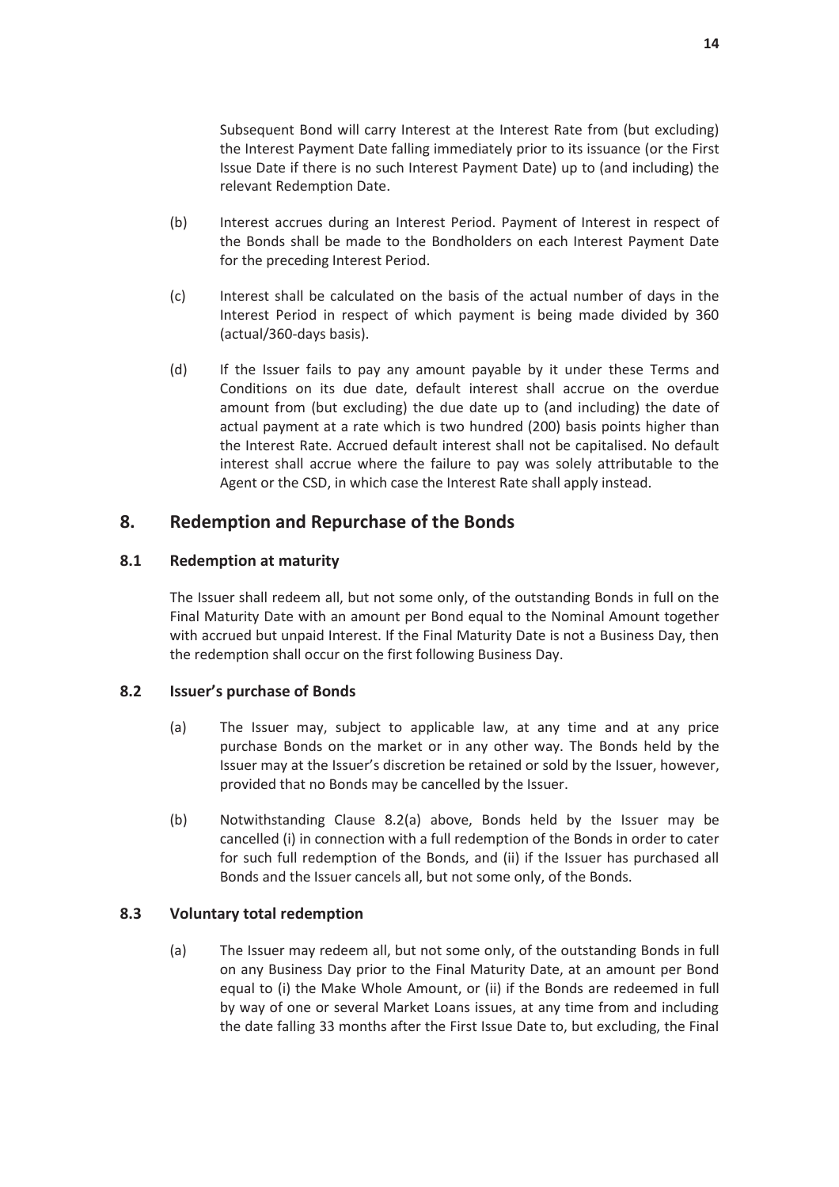Subsequent Bond will carry Interest at the Interest Rate from (but excluding) the Interest Payment Date falling immediately prior to its issuance (or the First Issue Date if there is no such Interest Payment Date) up to (and including) the relevant Redemption Date.

(b) Interest accrues during an Interest Period. Payment of Interest in respect of the Bonds shall be made to the Bondholders on each Interest Payment Date for the preceding Interest Period.

(c) Interest shall be calculated on the basis of the actual number of days in the Interest Period in respect of which payment is being made divided by 360 (actual/360-days basis).

(d) If the Issuer fails to pay any amount payable by it under these Terms and Conditions on its due date, default interest shall accrue on the overdue amount from (but excluding) the due date up to (and including) the date of actual payment at a rate which is two hundred (200) basis points higher than the Interest Rate. Accrued default interest shall not be capitalised. No default interest shall accrue where the failure to pay was solely attributable to the Agent or the CSD, in which case the Interest Rate shall apply instead.

## 8. Redemption and Repurchase of the Bonds

### 8.1 Redemption at maturity

The Issuer shall redeem all, but not some only, of the outstanding Bonds in full on the Final Maturity Date with an amount per Bond equal to the Nominal Amount together with accrued but unpaid Interest. If the Final Maturity Date is not a Business Day, then the redemption shall occur on the first following Business Day.

### 8.2 Issuer's purchase of Bonds

(a) The Issuer may, subject to applicable law, at any time and at any price purchase Bonds on the market or in any other way. The Bonds held by the Issuer may at the Issuer's discretion be retained or sold by the Issuer, however, provided that no Bonds may be cancelled by the Issuer.

(b) Notwithstanding Clause 8.2(a) above, Bonds held by the Issuer may be cancelled (i) in connection with a full redemption of the Bonds in order to cater for such full redemption of the Bonds, and (ii) if the Issuer has purchased all Bonds and the Issuer cancels all, but not some only, of the Bonds.

### 8.3 Voluntary total redemption

(a) The Issuer may redeem all, but not some only, of the outstanding Bonds in full on any Business Day prior to the Final Maturity Date, at an amount per Bond equal to (i) the Make Whole Amount, or (ii) if the Bonds are redeemed in full by way of one or several Market Loans issues, at any time from and including the date falling 33 months after the First Issue Date to, but excluding, the Final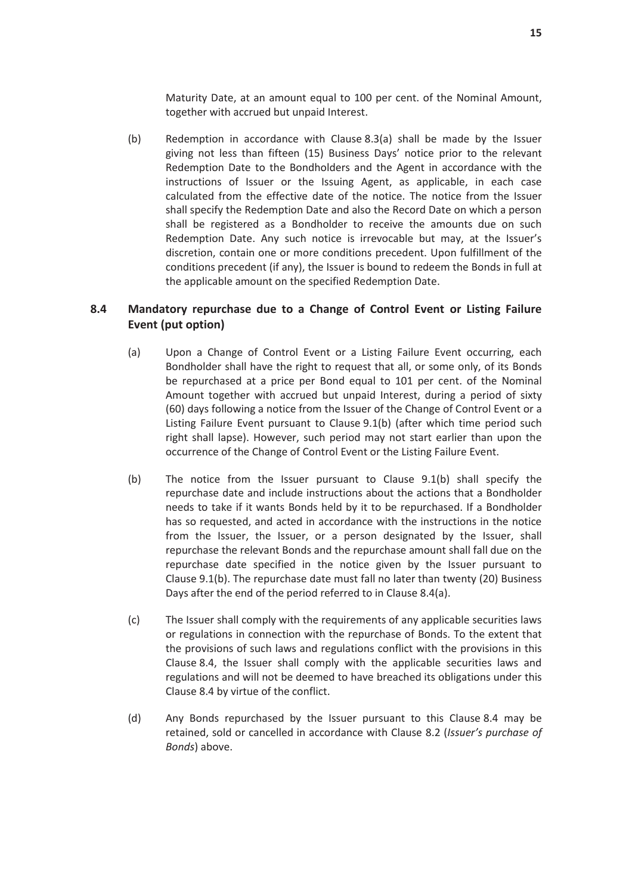Maturity Date, at an amount equal to 100 per cent. of the Nominal Amount, together with accrued but unpaid Interest.

(b) Redemption in accordance with Clause 8.3(a) shall be made by the Issuer giving not less than fifteen (15) Business Days' notice prior to the relevant Redemption Date to the Bondholders and the Agent in accordance with the instructions of Issuer or the Issuing Agent, as applicable, in each case calculated from the effective date of the notice. The notice from the Issuer shall specify the Redemption Date and also the Record Date on which a person shall be registered as a Bondholder to receive the amounts due on such Redemption Date. Any such notice is irrevocable but may, at the Issuer's discretion, contain one or more conditions precedent. Upon fulfillment of the conditions precedent (if any), the Issuer is bound to redeem the Bonds in full at the applicable amount on the specified Redemption Date.

### 8.4 Mandatory repurchase due to a Change of Control Event or Listing Failure Event (put option)

(a) Upon a Change of Control Event or a Listing Failure Event occurring, each Bondholder shall have the right to request that all, or some only, of its Bonds be repurchased at a price per Bond equal to 101 per cent. of the Nominal Amount together with accrued but unpaid Interest, during a period of sixty (60) days following a notice from the Issuer of the Change of Control Event or a Listing Failure Event pursuant to Clause 9.1(b) (after which time period such right shall lapse). However, such period may not start earlier than upon the occurrence of the Change of Control Event or the Listing Failure Event.

(b) The notice from the Issuer pursuant to Clause 9.1(b) shall specify the repurchase date and include instructions about the actions that a Bondholder needs to take if it wants Bonds held by it to be repurchased. If a Bondholder has so requested, and acted in accordance with the instructions in the notice from the Issuer, the Issuer, or a person designated by the Issuer, shall repurchase the relevant Bonds and the repurchase amount shall fall due on the repurchase date specified in the notice given by the Issuer pursuant to Clause 9.1(b). The repurchase date must fall no later than twenty (20) Business Days after the end of the period referred to in Clause 8.4(a).

(c) The Issuer shall comply with the requirements of any applicable securities laws or regulations in connection with the repurchase of Bonds. To the extent that the provisions of such laws and regulations conflict with the provisions in this Clause 8.4, the Issuer shall comply with the applicable securities laws and regulations and will not be deemed to have breached its obligations under this Clause 8.4 by virtue of the conflict.

(d) Any Bonds repurchased by the Issuer pursuant to this Clause 8.4 may be retained, sold or cancelled in accordance with Clause 8.2 (*Issuer's purchase of Bonds*) above.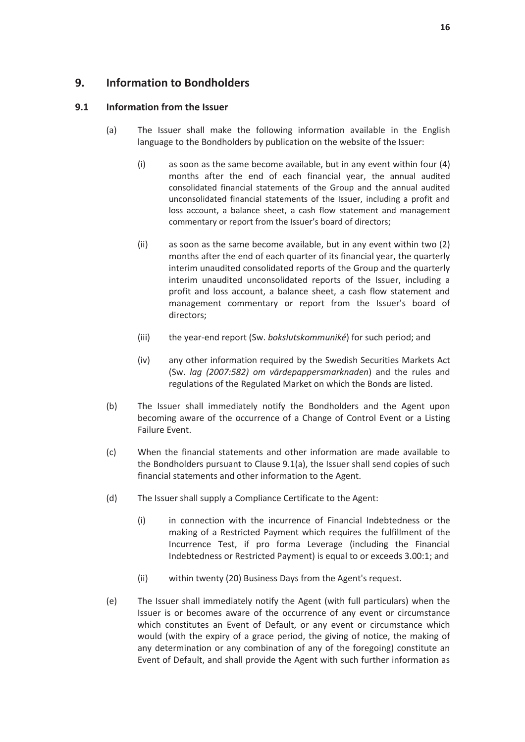## 9. Information to Bondholders

### 9.1 Information from the Issuer

(a) The Issuer shall make the following information available in the English language to the Bondholders by publication on the website of the Issuer:

(i) as soon as the same become available, but in any event within four (4) months after the end of each financial year, the annual audited consolidated financial statements of the Group and the annual audited unconsolidated financial statements of the Issuer, including a profit and loss account, a balance sheet, a cash flow statement and management commentary or report from the Issuer's board of directors;

(ii) as soon as the same become available, but in any event within two (2) months after the end of each quarter of its financial year, the quarterly interim unaudited consolidated reports of the Group and the quarterly interim unaudited unconsolidated reports of the Issuer, including a profit and loss account, a balance sheet, a cash flow statement and management commentary or report from the Issuer's board of directors;

(iii) the year-end report (Sw. *bokslutskommuniké*) for such period; and

(iv) any other information required by the Swedish Securities Markets Act (Sw. *lag (2007:582) om värdepappersmarknaden*) and the rules and regulations of the Regulated Market on which the Bonds are listed.

(b) The Issuer shall immediately notify the Bondholders and the Agent upon becoming aware of the occurrence of a Change of Control Event or a Listing Failure Event.

(c) When the financial statements and other information are made available to the Bondholders pursuant to Clause 9.1(a), the Issuer shall send copies of such financial statements and other information to the Agent.

(d) The Issuer shall supply a Compliance Certificate to the Agent:

(i) in connection with the incurrence of Financial Indebtedness or the making of a Restricted Payment which requires the fulfillment of the Incurrence Test, if pro forma Leverage (including the Financial Indebtedness or Restricted Payment) is equal to or exceeds 3.00:1; and

(ii) within twenty (20) Business Days from the Agent's request.

(e) The Issuer shall immediately notify the Agent (with full particulars) when the Issuer is or becomes aware of the occurrence of any event or circumstance which constitutes an Event of Default, or any event or circumstance which would (with the expiry of a grace period, the giving of notice, the making of any determination or any combination of any of the foregoing) constitute an Event of Default, and shall provide the Agent with such further information as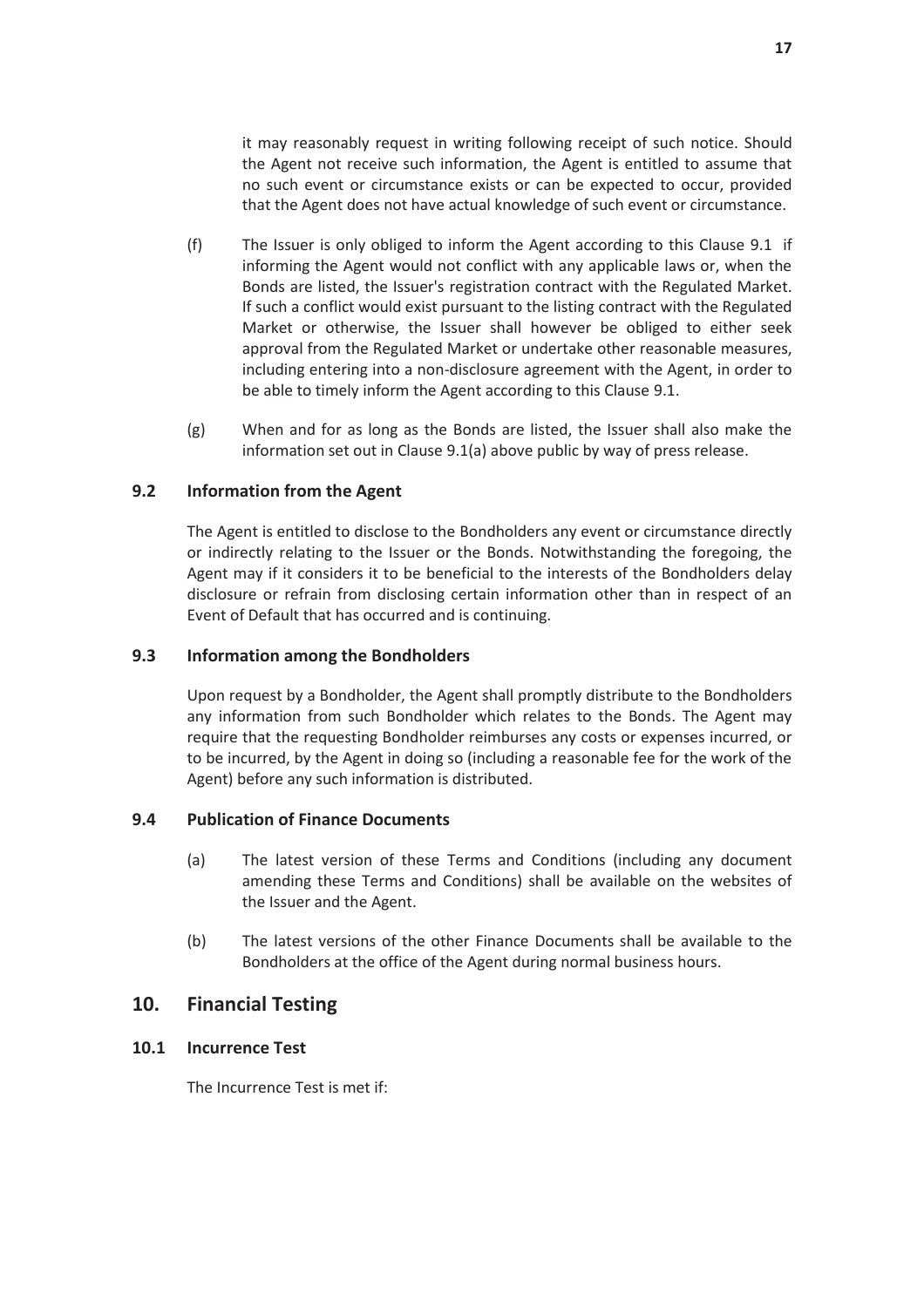it may reasonably request in writing following receipt of such notice. Should the Agent not receive such information, the Agent is entitled to assume that no such event or circumstance exists or can be expected to occur, provided that the Agent does not have actual knowledge of such event or circumstance.

(f) The Issuer is only obliged to inform the Agent according to this Clause 9.1 if informing the Agent would not conflict with any applicable laws or, when the Bonds are listed, the Issuer's registration contract with the Regulated Market. If such a conflict would exist pursuant to the listing contract with the Regulated Market or otherwise, the Issuer shall however be obliged to either seek approval from the Regulated Market or undertake other reasonable measures, including entering into a non-disclosure agreement with the Agent, in order to be able to timely inform the Agent according to this Clause 9.1.

(g) When and for as long as the Bonds are listed, the Issuer shall also make the information set out in Clause 9.1(a) above public by way of press release.

### 9.2 Information from the Agent

The Agent is entitled to disclose to the Bondholders any event or circumstance directly or indirectly relating to the Issuer or the Bonds. Notwithstanding the foregoing, the Agent may if it considers it to be beneficial to the interests of the Bondholders delay disclosure or refrain from disclosing certain information other than in respect of an Event of Default that has occurred and is continuing.

### 9.3 Information among the Bondholders

Upon request by a Bondholder, the Agent shall promptly distribute to the Bondholders any information from such Bondholder which relates to the Bonds. The Agent may require that the requesting Bondholder reimburses any costs or expenses incurred, or to be incurred, by the Agent in doing so (including a reasonable fee for the work of the Agent) before any such information is distributed.

### 9.4 Publication of Finance Documents

(a) The latest version of these Terms and Conditions (including any document amending these Terms and Conditions) shall be available on the websites of the Issuer and the Agent.

(b) The latest versions of the other Finance Documents shall be available to the Bondholders at the office of the Agent during normal business hours.

## 10. Financial Testing

### 10.1 Incurrence Test

The Incurrence Test is met if: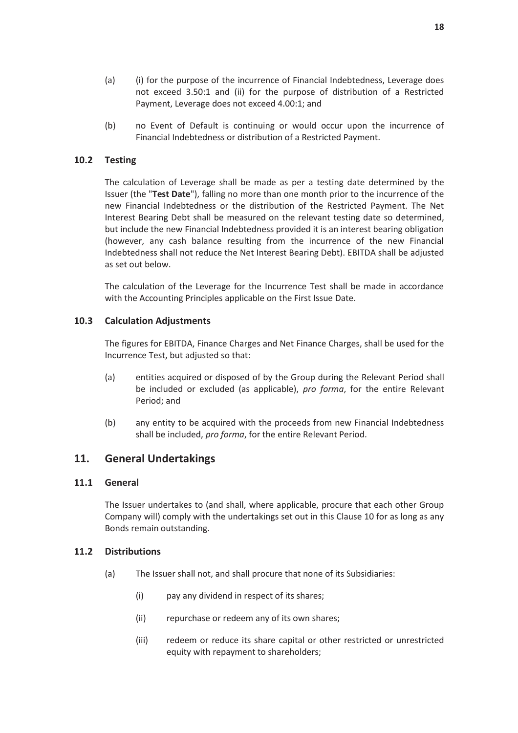(a) (i) for the purpose of the incurrence of Financial Indebtedness, Leverage does not exceed 3.50:1 and (ii) for the purpose of distribution of a Restricted Payment, Leverage does not exceed 4.00:1; and

(b) no Event of Default is continuing or would occur upon the incurrence of Financial Indebtedness or distribution of a Restricted Payment.

### 10.2 Testing

The calculation of Leverage shall be made as per a testing date determined by the Issuer (the "**Test Date**"), falling no more than one month prior to the incurrence of the new Financial Indebtedness or the distribution of the Restricted Payment. The Net Interest Bearing Debt shall be measured on the relevant testing date so determined, but include the new Financial Indebtedness provided it is an interest bearing obligation (however, any cash balance resulting from the incurrence of the new Financial Indebtedness shall not reduce the Net Interest Bearing Debt). EBITDA shall be adjusted as set out below.

The calculation of the Leverage for the Incurrence Test shall be made in accordance with the Accounting Principles applicable on the First Issue Date.

### 10.3 Calculation Adjustments

The figures for EBITDA, Finance Charges and Net Finance Charges, shall be used for the Incurrence Test, but adjusted so that:

(a) entities acquired or disposed of by the Group during the Relevant Period shall be included or excluded (as applicable), *pro forma*, for the entire Relevant Period; and

(b) any entity to be acquired with the proceeds from new Financial Indebtedness shall be included, *pro forma*, for the entire Relevant Period.

## 11. General Undertakings

### 11.1 General

The Issuer undertakes to (and shall, where applicable, procure that each other Group Company will) comply with the undertakings set out in this Clause 10 for as long as any Bonds remain outstanding.

### 11.2 Distributions

(a) The Issuer shall not, and shall procure that none of its Subsidiaries:

(i) pay any dividend in respect of its shares;

(ii) repurchase or redeem any of its own shares;

(iii) redeem or reduce its share capital or other restricted or unrestricted equity with repayment to shareholders;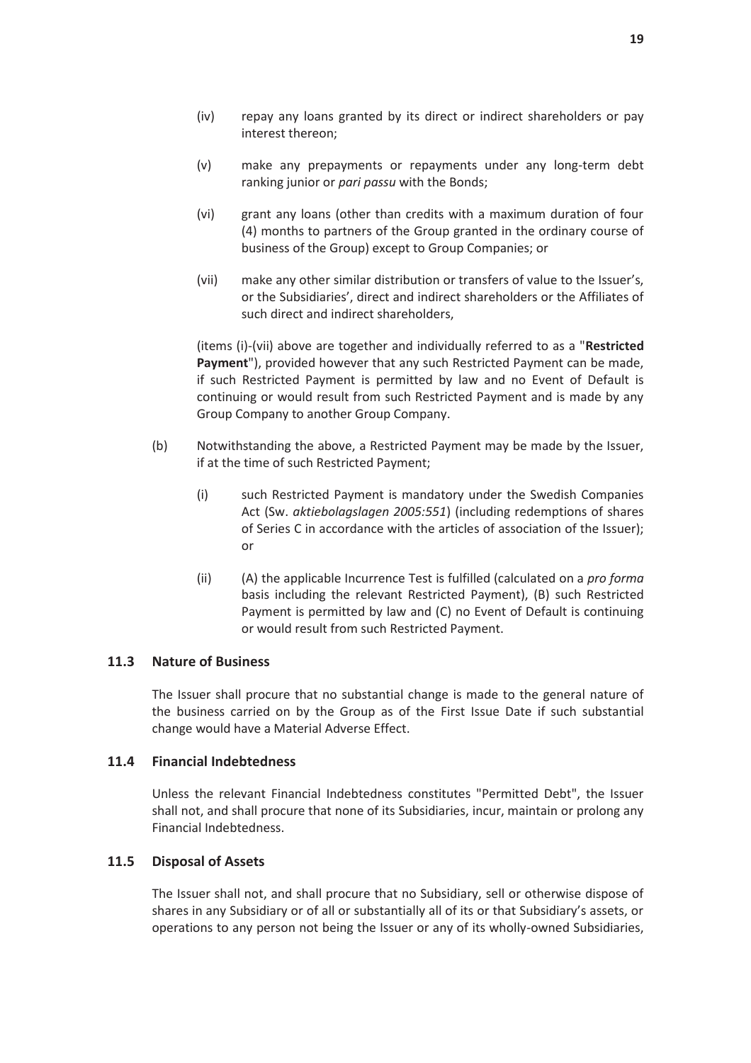(iv) repay any loans granted by its direct or indirect shareholders or pay interest thereon;

(v) make any prepayments or repayments under any long-term debt ranking junior or *pari passu* with the Bonds;

(vi) grant any loans (other than credits with a maximum duration of four (4) months to partners of the Group granted in the ordinary course of business of the Group) except to Group Companies; or

(vii) make any other similar distribution or transfers of value to the Issuer's, or the Subsidiaries', direct and indirect shareholders or the Affiliates of such direct and indirect shareholders,

(items (i)-(vii) above are together and individually referred to as a "**Restricted Payment**"), provided however that any such Restricted Payment can be made, if such Restricted Payment is permitted by law and no Event of Default is continuing or would result from such Restricted Payment and is made by any Group Company to another Group Company.

(b) Notwithstanding the above, a Restricted Payment may be made by the Issuer, if at the time of such Restricted Payment;

(i) such Restricted Payment is mandatory under the Swedish Companies Act (Sw. *aktiebolagslagen 2005:551*) (including redemptions of shares of Series C in accordance with the articles of association of the Issuer); or

(ii) (A) the applicable Incurrence Test is fulfilled (calculated on a *pro forma* basis including the relevant Restricted Payment), (B) such Restricted Payment is permitted by law and (C) no Event of Default is continuing or would result from such Restricted Payment.

### 11.3 Nature of Business

The Issuer shall procure that no substantial change is made to the general nature of the business carried on by the Group as of the First Issue Date if such substantial change would have a Material Adverse Effect.

### 11.4 Financial Indebtedness

Unless the relevant Financial Indebtedness constitutes "Permitted Debt", the Issuer shall not, and shall procure that none of its Subsidiaries, incur, maintain or prolong any Financial Indebtedness.

### 11.5 Disposal of Assets

The Issuer shall not, and shall procure that no Subsidiary, sell or otherwise dispose of shares in any Subsidiary or of all or substantially all of its or that Subsidiary's assets, or operations to any person not being the Issuer or any of its wholly-owned Subsidiaries,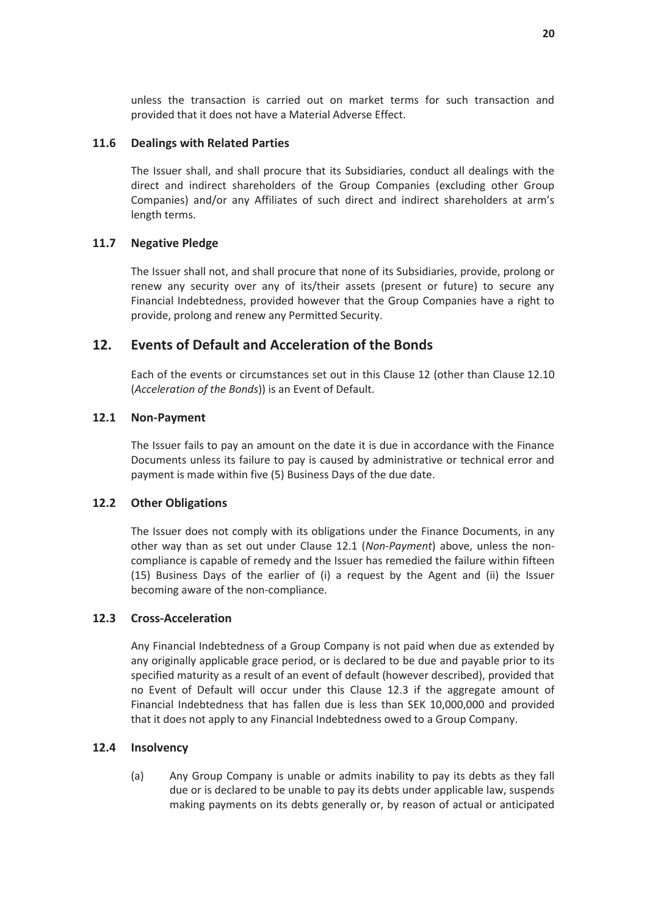unless the transaction is carried out on market terms for such transaction and provided that it does not have a Material Adverse Effect.

### 11.6 Dealings with Related Parties

The Issuer shall, and shall procure that its Subsidiaries, conduct all dealings with the direct and indirect shareholders of the Group Companies (excluding other Group Companies) and/or any Affiliates of such direct and indirect shareholders at arm's length terms.

### 11.7 Negative Pledge

The Issuer shall not, and shall procure that none of its Subsidiaries, provide, prolong or renew any security over any of its/their assets (present or future) to secure any Financial Indebtedness, provided however that the Group Companies have a right to provide, prolong and renew any Permitted Security.

## 12. Events of Default and Acceleration of the Bonds

Each of the events or circumstances set out in this Clause 12 (other than Clause 12.10 (*Acceleration of the Bonds*)) is an Event of Default.

### 12.1 Non-Payment

The Issuer fails to pay an amount on the date it is due in accordance with the Finance Documents unless its failure to pay is caused by administrative or technical error and payment is made within five (5) Business Days of the due date.

### 12.2 Other Obligations

The Issuer does not comply with its obligations under the Finance Documents, in any other way than as set out under Clause 12.1 (*Non-Payment*) above, unless the non-compliance is capable of remedy and the Issuer has remedied the failure within fifteen (15) Business Days of the earlier of (i) a request by the Agent and (ii) the Issuer becoming aware of the non-compliance.

### 12.3 Cross-Acceleration

Any Financial Indebtedness of a Group Company is not paid when due as extended by any originally applicable grace period, or is declared to be due and payable prior to its specified maturity as a result of an event of default (however described), provided that no Event of Default will occur under this Clause 12.3 if the aggregate amount of Financial Indebtedness that has fallen due is less than SEK 10,000,000 and provided that it does not apply to any Financial Indebtedness owed to a Group Company.

### 12.4 Insolvency

(a) Any Group Company is unable or admits inability to pay its debts as they fall due or is declared to be unable to pay its debts under applicable law, suspends making payments on its debts generally or, by reason of actual or anticipated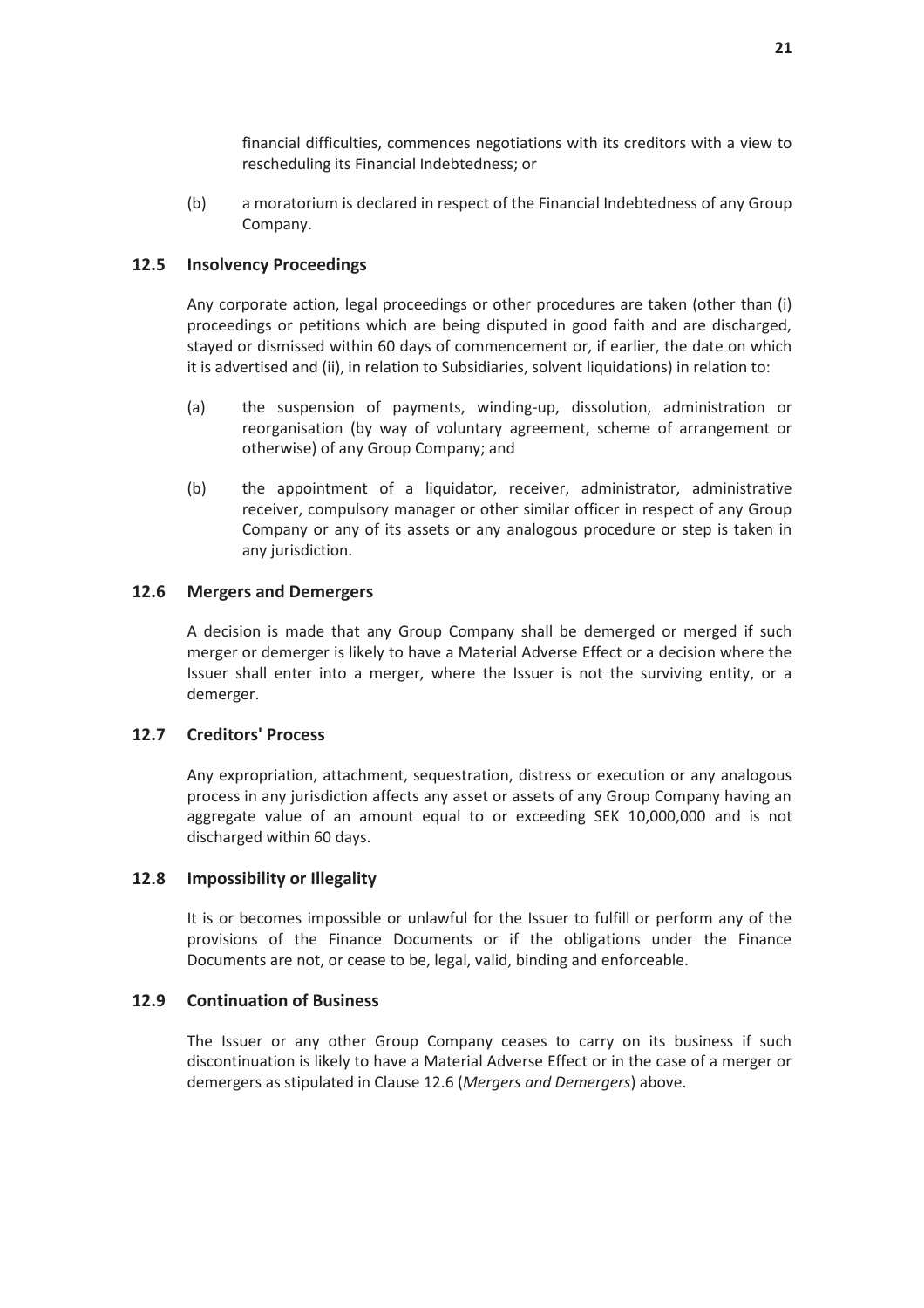financial difficulties, commences negotiations with its creditors with a view to rescheduling its Financial Indebtedness; or

(b) a moratorium is declared in respect of the Financial Indebtedness of any Group Company.

### 12.5 Insolvency Proceedings

Any corporate action, legal proceedings or other procedures are taken (other than (i) proceedings or petitions which are being disputed in good faith and are discharged, stayed or dismissed within 60 days of commencement or, if earlier, the date on which it is advertised and (ii), in relation to Subsidiaries, solvent liquidations) in relation to:

(a) the suspension of payments, winding-up, dissolution, administration or reorganisation (by way of voluntary agreement, scheme of arrangement or otherwise) of any Group Company; and

(b) the appointment of a liquidator, receiver, administrator, administrative receiver, compulsory manager or other similar officer in respect of any Group Company or any of its assets or any analogous procedure or step is taken in any jurisdiction.

### 12.6 Mergers and Demergers

A decision is made that any Group Company shall be demerged or merged if such merger or demerger is likely to have a Material Adverse Effect or a decision where the Issuer shall enter into a merger, where the Issuer is not the surviving entity, or a demerger.

### 12.7 Creditors' Process

Any expropriation, attachment, sequestration, distress or execution or any analogous process in any jurisdiction affects any asset or assets of any Group Company having an aggregate value of an amount equal to or exceeding SEK 10,000,000 and is not discharged within 60 days.

### 12.8 Impossibility or Illegality

It is or becomes impossible or unlawful for the Issuer to fulfill or perform any of the provisions of the Finance Documents or if the obligations under the Finance Documents are not, or cease to be, legal, valid, binding and enforceable.

### 12.9 Continuation of Business

The Issuer or any other Group Company ceases to carry on its business if such discontinuation is likely to have a Material Adverse Effect or in the case of a merger or demergers as stipulated in Clause 12.6 (*Mergers and Demergers*) above.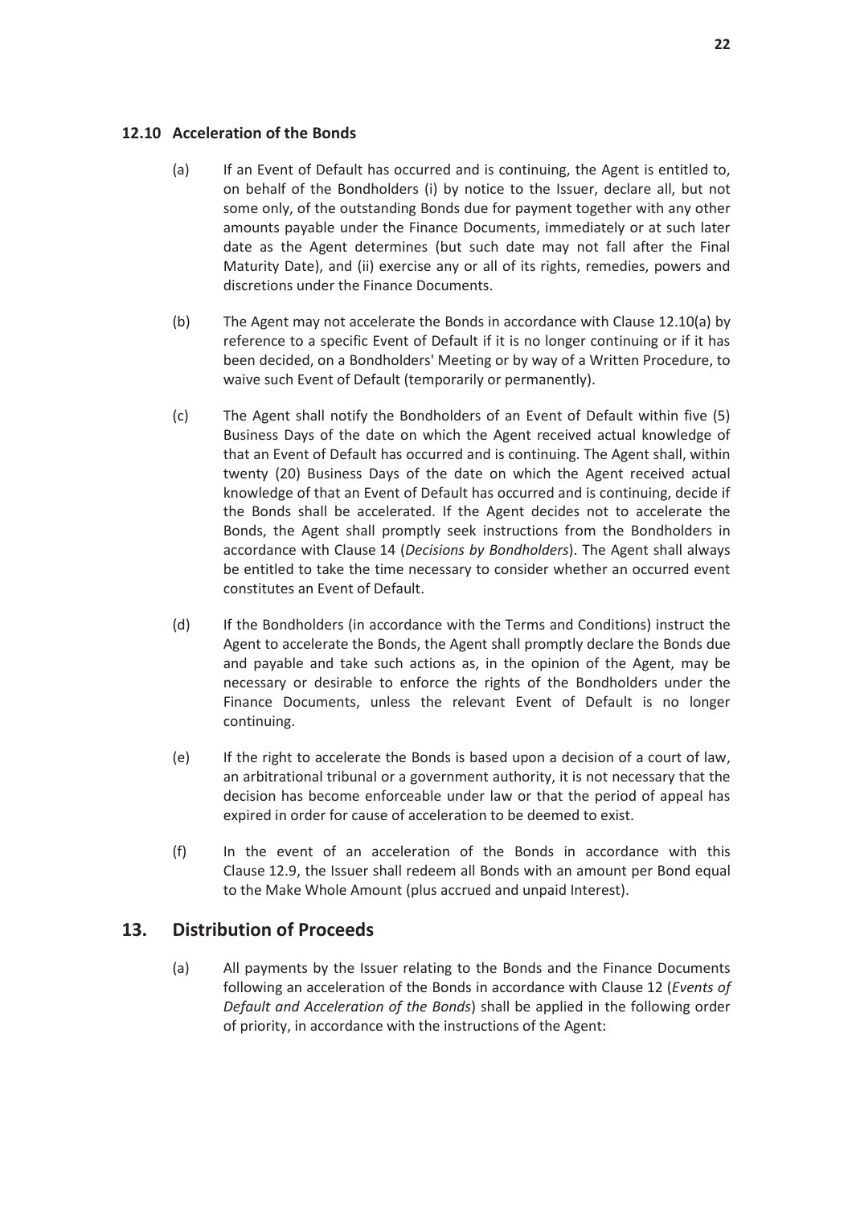### 12.10 Acceleration of the Bonds

(a) If an Event of Default has occurred and is continuing, the Agent is entitled to, on behalf of the Bondholders (i) by notice to the Issuer, declare all, but not some only, of the outstanding Bonds due for payment together with any other amounts payable under the Finance Documents, immediately or at such later date as the Agent determines (but such date may not fall after the Final Maturity Date), and (ii) exercise any or all of its rights, remedies, powers and discretions under the Finance Documents.

(b) The Agent may not accelerate the Bonds in accordance with Clause 12.10(a) by reference to a specific Event of Default if it is no longer continuing or if it has been decided, on a Bondholders' Meeting or by way of a Written Procedure, to waive such Event of Default (temporarily or permanently).

(c) The Agent shall notify the Bondholders of an Event of Default within five (5) Business Days of the date on which the Agent received actual knowledge of that an Event of Default has occurred and is continuing. The Agent shall, within twenty (20) Business Days of the date on which the Agent received actual knowledge of that an Event of Default has occurred and is continuing, decide if the Bonds shall be accelerated. If the Agent decides not to accelerate the Bonds, the Agent shall promptly seek instructions from the Bondholders in accordance with Clause 14 (*Decisions by Bondholders*). The Agent shall always be entitled to take the time necessary to consider whether an occurred event constitutes an Event of Default.

(d) If the Bondholders (in accordance with the Terms and Conditions) instruct the Agent to accelerate the Bonds, the Agent shall promptly declare the Bonds due and payable and take such actions as, in the opinion of the Agent, may be necessary or desirable to enforce the rights of the Bondholders under the Finance Documents, unless the relevant Event of Default is no longer continuing.

(e) If the right to accelerate the Bonds is based upon a decision of a court of law, an arbitrational tribunal or a government authority, it is not necessary that the decision has become enforceable under law or that the period of appeal has expired in order for cause of acceleration to be deemed to exist.

(f) In the event of an acceleration of the Bonds in accordance with this Clause 12.9, the Issuer shall redeem all Bonds with an amount per Bond equal to the Make Whole Amount (plus accrued and unpaid Interest).

## 13. Distribution of Proceeds

(a) All payments by the Issuer relating to the Bonds and the Finance Documents following an acceleration of the Bonds in accordance with Clause 12 (*Events of Default and Acceleration of the Bonds*) shall be applied in the following order of priority, in accordance with the instructions of the Agent: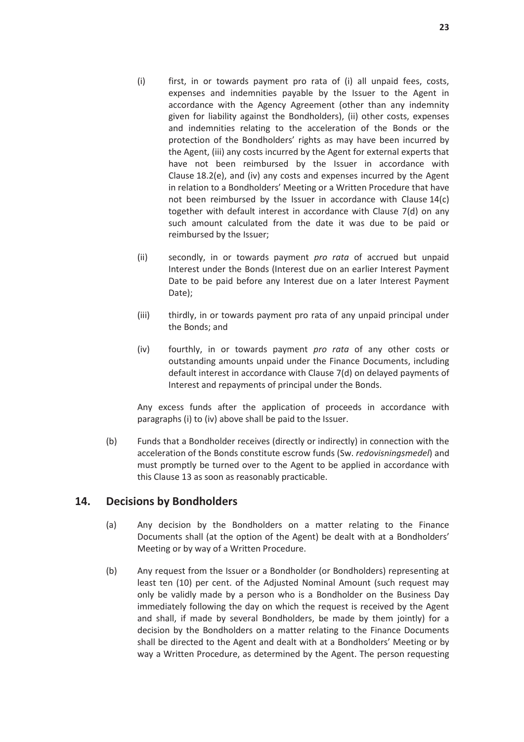(i) first, in or towards payment pro rata of (i) all unpaid fees, costs, expenses and indemnities payable by the Issuer to the Agent in accordance with the Agency Agreement (other than any indemnity given for liability against the Bondholders), (ii) other costs, expenses and indemnities relating to the acceleration of the Bonds or the protection of the Bondholders' rights as may have been incurred by the Agent, (iii) any costs incurred by the Agent for external experts that have not been reimbursed by the Issuer in accordance with Clause 18.2(e), and (iv) any costs and expenses incurred by the Agent in relation to a Bondholders' Meeting or a Written Procedure that have not been reimbursed by the Issuer in accordance with Clause 14(c) together with default interest in accordance with Clause 7(d) on any such amount calculated from the date it was due to be paid or reimbursed by the Issuer;

(ii) secondly, in or towards payment *pro rata* of accrued but unpaid Interest under the Bonds (Interest due on an earlier Interest Payment Date to be paid before any Interest due on a later Interest Payment Date);

(iii) thirdly, in or towards payment pro rata of any unpaid principal under the Bonds; and

(iv) fourthly, in or towards payment *pro rata* of any other costs or outstanding amounts unpaid under the Finance Documents, including default interest in accordance with Clause 7(d) on delayed payments of Interest and repayments of principal under the Bonds.

Any excess funds after the application of proceeds in accordance with paragraphs (i) to (iv) above shall be paid to the Issuer.

(b) Funds that a Bondholder receives (directly or indirectly) in connection with the acceleration of the Bonds constitute escrow funds (Sw. *redovisningsmedel*) and must promptly be turned over to the Agent to be applied in accordance with this Clause 13 as soon as reasonably practicable.

## 14. Decisions by Bondholders

(a) Any decision by the Bondholders on a matter relating to the Finance Documents shall (at the option of the Agent) be dealt with at a Bondholders' Meeting or by way of a Written Procedure.

(b) Any request from the Issuer or a Bondholder (or Bondholders) representing at least ten (10) per cent. of the Adjusted Nominal Amount (such request may only be validly made by a person who is a Bondholder on the Business Day immediately following the day on which the request is received by the Agent and shall, if made by several Bondholders, be made by them jointly) for a decision by the Bondholders on a matter relating to the Finance Documents shall be directed to the Agent and dealt with at a Bondholders' Meeting or by way a Written Procedure, as determined by the Agent. The person requesting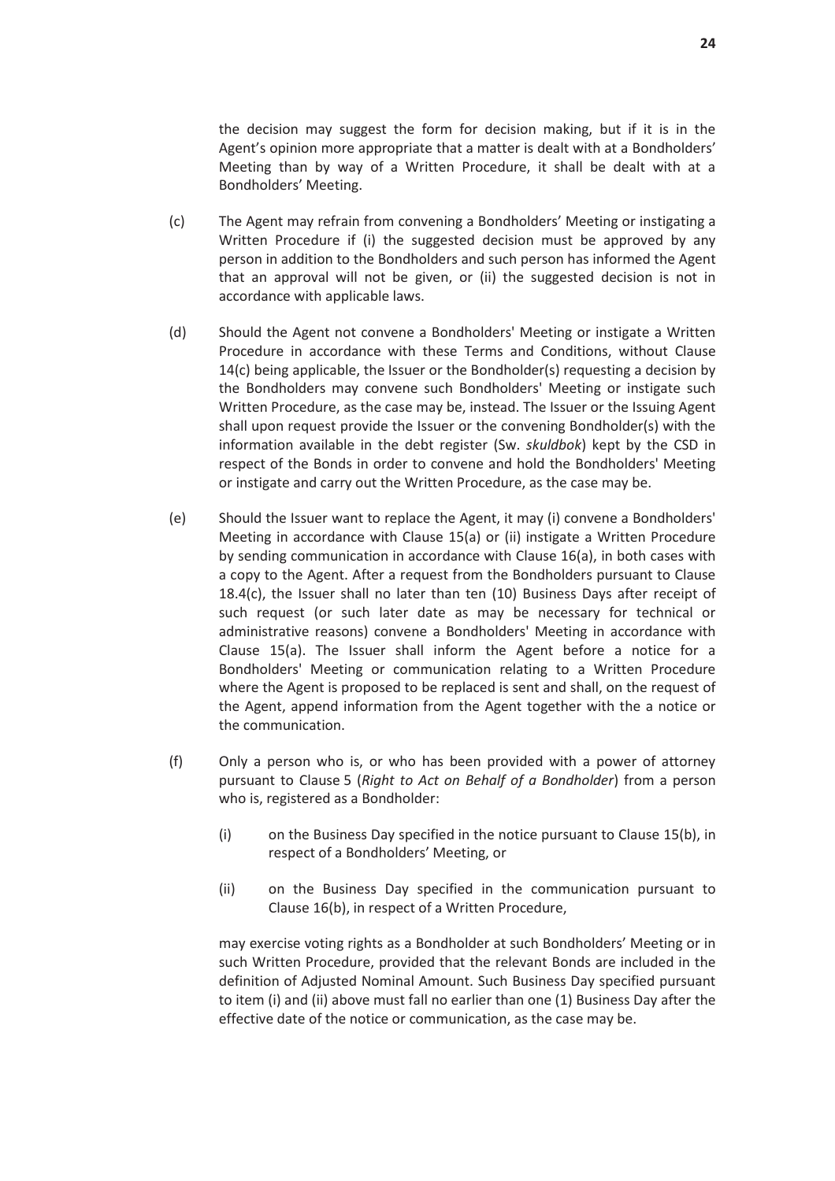the decision may suggest the form for decision making, but if it is in the Agent's opinion more appropriate that a matter is dealt with at a Bondholders' Meeting than by way of a Written Procedure, it shall be dealt with at a Bondholders' Meeting.

(c) The Agent may refrain from convening a Bondholders' Meeting or instigating a Written Procedure if (i) the suggested decision must be approved by any person in addition to the Bondholders and such person has informed the Agent that an approval will not be given, or (ii) the suggested decision is not in accordance with applicable laws.

(d) Should the Agent not convene a Bondholders' Meeting or instigate a Written Procedure in accordance with these Terms and Conditions, without Clause 14(c) being applicable, the Issuer or the Bondholder(s) requesting a decision by the Bondholders may convene such Bondholders' Meeting or instigate such Written Procedure, as the case may be, instead. The Issuer or the Issuing Agent shall upon request provide the Issuer or the convening Bondholder(s) with the information available in the debt register (Sw. *skuldbok*) kept by the CSD in respect of the Bonds in order to convene and hold the Bondholders' Meeting or instigate and carry out the Written Procedure, as the case may be.

(e) Should the Issuer want to replace the Agent, it may (i) convene a Bondholders' Meeting in accordance with Clause 15(a) or (ii) instigate a Written Procedure by sending communication in accordance with Clause 16(a), in both cases with a copy to the Agent. After a request from the Bondholders pursuant to Clause 18.4(c), the Issuer shall no later than ten (10) Business Days after receipt of such request (or such later date as may be necessary for technical or administrative reasons) convene a Bondholders' Meeting in accordance with Clause 15(a). The Issuer shall inform the Agent before a notice for a Bondholders' Meeting or communication relating to a Written Procedure where the Agent is proposed to be replaced is sent and shall, on the request of the Agent, append information from the Agent together with the a notice or the communication.

(f) Only a person who is, or who has been provided with a power of attorney pursuant to Clause 5 (*Right to Act on Behalf of a Bondholder*) from a person who is, registered as a Bondholder:

   (i) on the Business Day specified in the notice pursuant to Clause 15(b), in respect of a Bondholders' Meeting, or

   (ii) on the Business Day specified in the communication pursuant to Clause 16(b), in respect of a Written Procedure,

   may exercise voting rights as a Bondholder at such Bondholders' Meeting or in such Written Procedure, provided that the relevant Bonds are included in the definition of Adjusted Nominal Amount. Such Business Day specified pursuant to item (i) and (ii) above must fall no earlier than one (1) Business Day after the effective date of the notice or communication, as the case may be.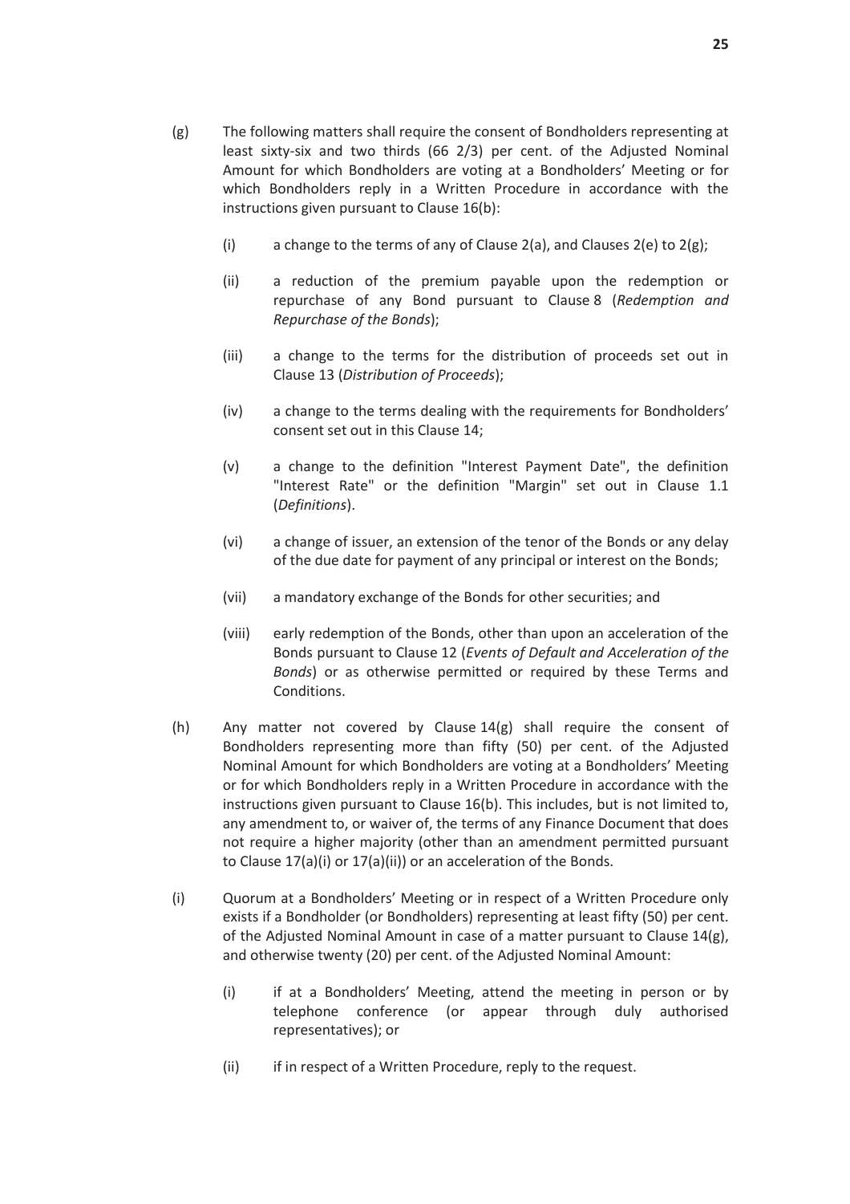(g) The following matters shall require the consent of Bondholders representing at least sixty-six and two thirds (66 2/3) per cent. of the Adjusted Nominal Amount for which Bondholders are voting at a Bondholders' Meeting or for which Bondholders reply in a Written Procedure in accordance with the instructions given pursuant to Clause 16(b):

  (i) a change to the terms of any of Clause 2(a), and Clauses 2(e) to 2(g);

  (ii) a reduction of the premium payable upon the redemption or repurchase of any Bond pursuant to Clause 8 (*Redemption and Repurchase of the Bonds*);

  (iii) a change to the terms for the distribution of proceeds set out in Clause 13 (*Distribution of Proceeds*);

  (iv) a change to the terms dealing with the requirements for Bondholders' consent set out in this Clause 14;

  (v) a change to the definition "Interest Payment Date", the definition "Interest Rate" or the definition "Margin" set out in Clause 1.1 (*Definitions*).

  (vi) a change of issuer, an extension of the tenor of the Bonds or any delay of the due date for payment of any principal or interest on the Bonds;

  (vii) a mandatory exchange of the Bonds for other securities; and

  (viii) early redemption of the Bonds, other than upon an acceleration of the Bonds pursuant to Clause 12 (*Events of Default and Acceleration of the Bonds*) or as otherwise permitted or required by these Terms and Conditions.

(h) Any matter not covered by Clause 14(g) shall require the consent of Bondholders representing more than fifty (50) per cent. of the Adjusted Nominal Amount for which Bondholders are voting at a Bondholders' Meeting or for which Bondholders reply in a Written Procedure in accordance with the instructions given pursuant to Clause 16(b). This includes, but is not limited to, any amendment to, or waiver of, the terms of any Finance Document that does not require a higher majority (other than an amendment permitted pursuant to Clause 17(a)(i) or 17(a)(ii)) or an acceleration of the Bonds.

(i) Quorum at a Bondholders' Meeting or in respect of a Written Procedure only exists if a Bondholder (or Bondholders) representing at least fifty (50) per cent. of the Adjusted Nominal Amount in case of a matter pursuant to Clause 14(g), and otherwise twenty (20) per cent. of the Adjusted Nominal Amount:

  (i) if at a Bondholders' Meeting, attend the meeting in person or by telephone conference (or appear through duly authorised representatives); or

  (ii) if in respect of a Written Procedure, reply to the request.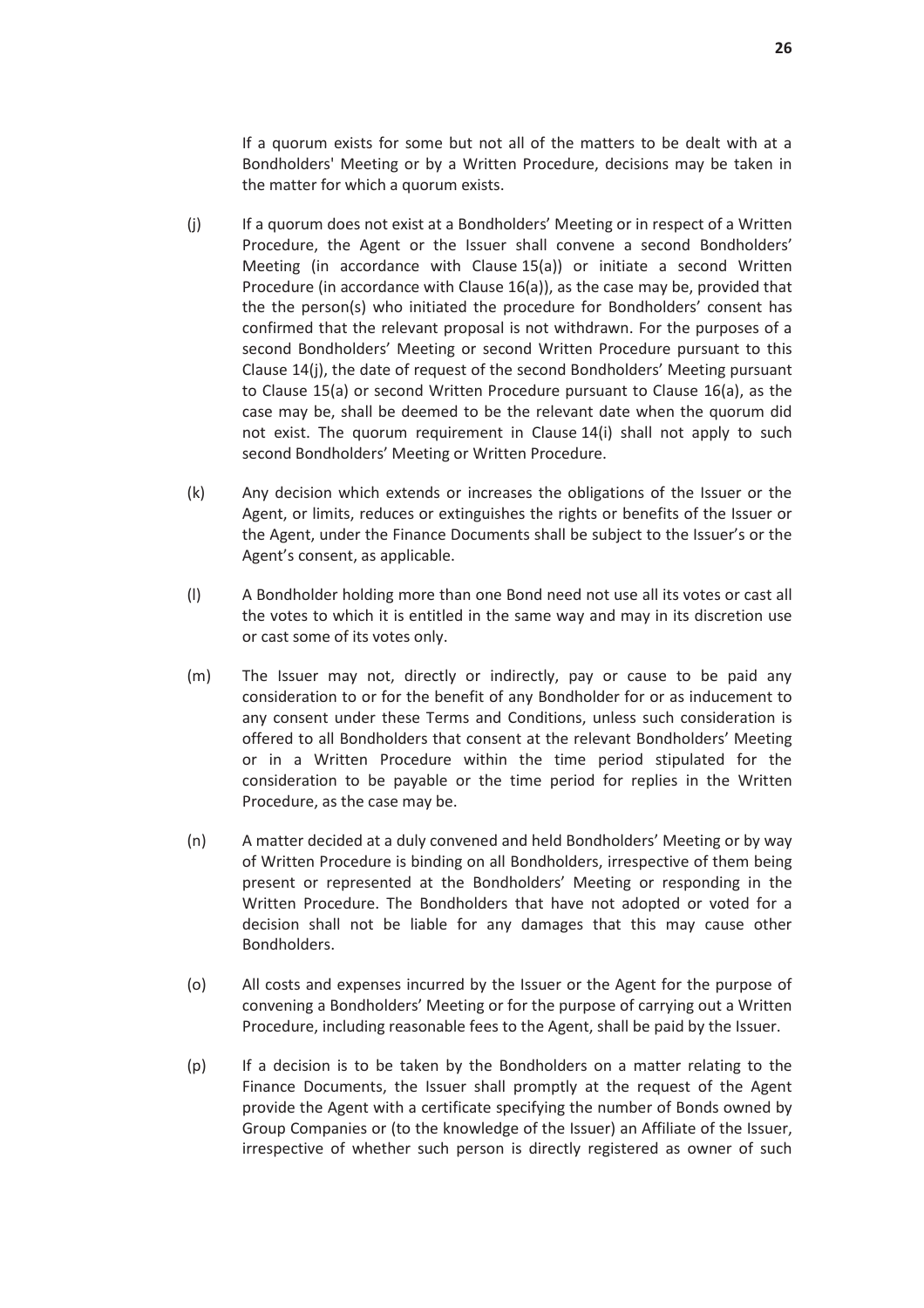If a quorum exists for some but not all of the matters to be dealt with at a Bondholders' Meeting or by a Written Procedure, decisions may be taken in the matter for which a quorum exists.

(j) If a quorum does not exist at a Bondholders' Meeting or in respect of a Written Procedure, the Agent or the Issuer shall convene a second Bondholders' Meeting (in accordance with Clause 15(a)) or initiate a second Written Procedure (in accordance with Clause 16(a)), as the case may be, provided that the the person(s) who initiated the procedure for Bondholders' consent has confirmed that the relevant proposal is not withdrawn. For the purposes of a second Bondholders' Meeting or second Written Procedure pursuant to this Clause 14(j), the date of request of the second Bondholders' Meeting pursuant to Clause 15(a) or second Written Procedure pursuant to Clause 16(a), as the case may be, shall be deemed to be the relevant date when the quorum did not exist. The quorum requirement in Clause 14(i) shall not apply to such second Bondholders' Meeting or Written Procedure.

(k) Any decision which extends or increases the obligations of the Issuer or the Agent, or limits, reduces or extinguishes the rights or benefits of the Issuer or the Agent, under the Finance Documents shall be subject to the Issuer's or the Agent's consent, as applicable.

(l) A Bondholder holding more than one Bond need not use all its votes or cast all the votes to which it is entitled in the same way and may in its discretion use or cast some of its votes only.

(m) The Issuer may not, directly or indirectly, pay or cause to be paid any consideration to or for the benefit of any Bondholder for or as inducement to any consent under these Terms and Conditions, unless such consideration is offered to all Bondholders that consent at the relevant Bondholders' Meeting or in a Written Procedure within the time period stipulated for the consideration to be payable or the time period for replies in the Written Procedure, as the case may be.

(n) A matter decided at a duly convened and held Bondholders' Meeting or by way of Written Procedure is binding on all Bondholders, irrespective of them being present or represented at the Bondholders' Meeting or responding in the Written Procedure. The Bondholders that have not adopted or voted for a decision shall not be liable for any damages that this may cause other Bondholders.

(o) All costs and expenses incurred by the Issuer or the Agent for the purpose of convening a Bondholders' Meeting or for the purpose of carrying out a Written Procedure, including reasonable fees to the Agent, shall be paid by the Issuer.

(p) If a decision is to be taken by the Bondholders on a matter relating to the Finance Documents, the Issuer shall promptly at the request of the Agent provide the Agent with a certificate specifying the number of Bonds owned by Group Companies or (to the knowledge of the Issuer) an Affiliate of the Issuer, irrespective of whether such person is directly registered as owner of such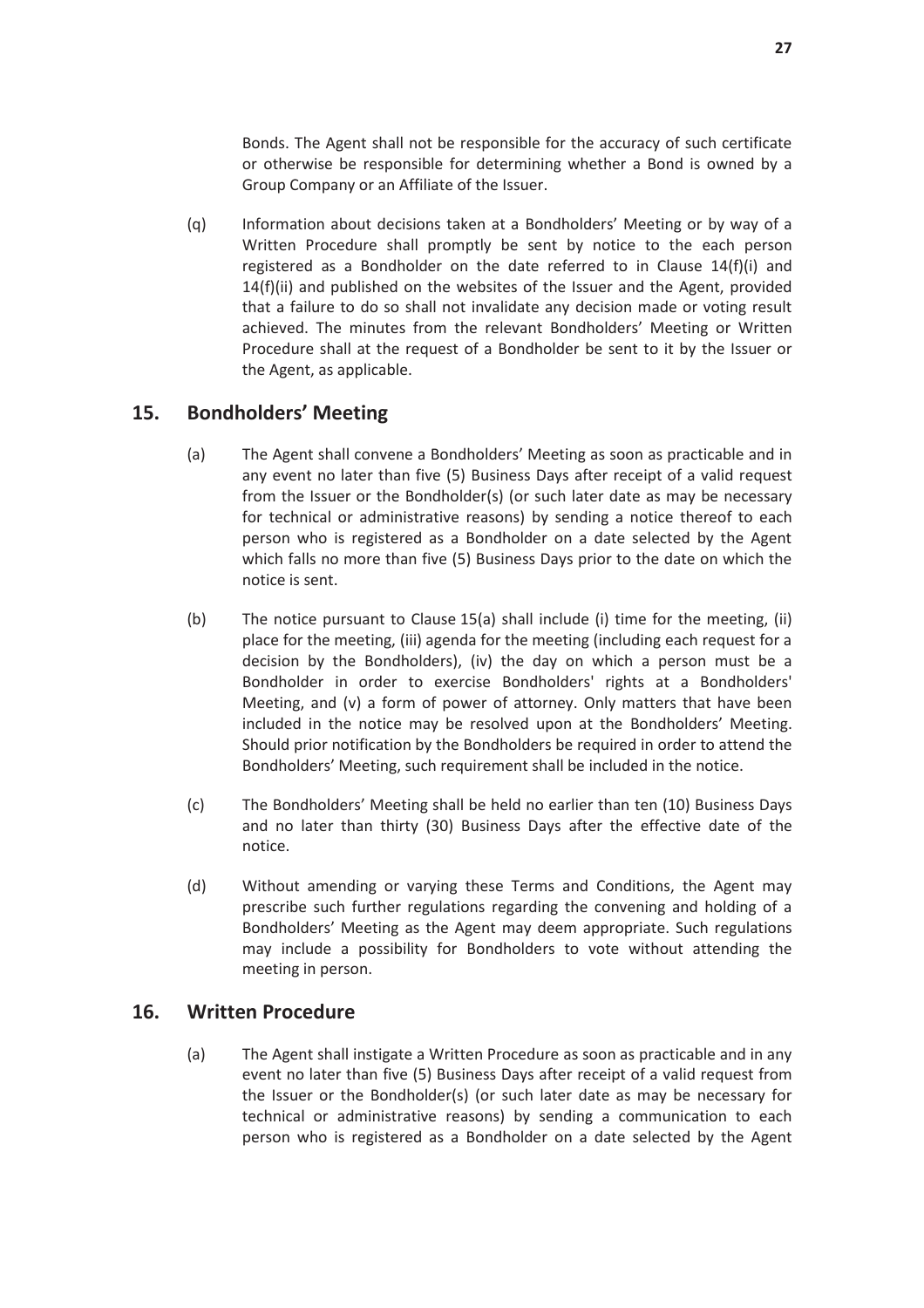Bonds. The Agent shall not be responsible for the accuracy of such certificate or otherwise be responsible for determining whether a Bond is owned by a Group Company or an Affiliate of the Issuer.

(q) Information about decisions taken at a Bondholders' Meeting or by way of a Written Procedure shall promptly be sent by notice to the each person registered as a Bondholder on the date referred to in Clause 14(f)(i) and 14(f)(ii) and published on the websites of the Issuer and the Agent, provided that a failure to do so shall not invalidate any decision made or voting result achieved. The minutes from the relevant Bondholders' Meeting or Written Procedure shall at the request of a Bondholder be sent to it by the Issuer or the Agent, as applicable.

## 15. Bondholders' Meeting

(a) The Agent shall convene a Bondholders' Meeting as soon as practicable and in any event no later than five (5) Business Days after receipt of a valid request from the Issuer or the Bondholder(s) (or such later date as may be necessary for technical or administrative reasons) by sending a notice thereof to each person who is registered as a Bondholder on a date selected by the Agent which falls no more than five (5) Business Days prior to the date on which the notice is sent.

(b) The notice pursuant to Clause 15(a) shall include (i) time for the meeting, (ii) place for the meeting, (iii) agenda for the meeting (including each request for a decision by the Bondholders), (iv) the day on which a person must be a Bondholder in order to exercise Bondholders' rights at a Bondholders' Meeting, and (v) a form of power of attorney. Only matters that have been included in the notice may be resolved upon at the Bondholders' Meeting. Should prior notification by the Bondholders be required in order to attend the Bondholders' Meeting, such requirement shall be included in the notice.

(c) The Bondholders' Meeting shall be held no earlier than ten (10) Business Days and no later than thirty (30) Business Days after the effective date of the notice.

(d) Without amending or varying these Terms and Conditions, the Agent may prescribe such further regulations regarding the convening and holding of a Bondholders' Meeting as the Agent may deem appropriate. Such regulations may include a possibility for Bondholders to vote without attending the meeting in person.

## 16. Written Procedure

(a) The Agent shall instigate a Written Procedure as soon as practicable and in any event no later than five (5) Business Days after receipt of a valid request from the Issuer or the Bondholder(s) (or such later date as may be necessary for technical or administrative reasons) by sending a communication to each person who is registered as a Bondholder on a date selected by the Agent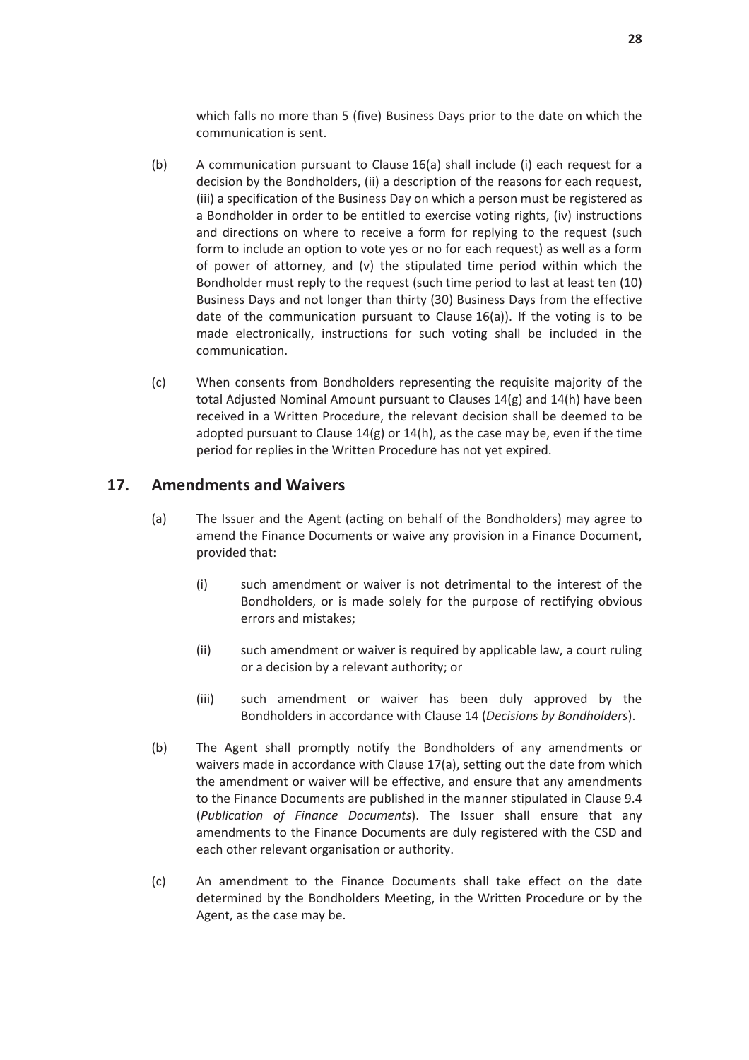which falls no more than 5 (five) Business Days prior to the date on which the communication is sent.

(b) A communication pursuant to Clause 16(a) shall include (i) each request for a decision by the Bondholders, (ii) a description of the reasons for each request, (iii) a specification of the Business Day on which a person must be registered as a Bondholder in order to be entitled to exercise voting rights, (iv) instructions and directions on where to receive a form for replying to the request (such form to include an option to vote yes or no for each request) as well as a form of power of attorney, and (v) the stipulated time period within which the Bondholder must reply to the request (such time period to last at least ten (10) Business Days and not longer than thirty (30) Business Days from the effective date of the communication pursuant to Clause 16(a)). If the voting is to be made electronically, instructions for such voting shall be included in the communication.

(c) When consents from Bondholders representing the requisite majority of the total Adjusted Nominal Amount pursuant to Clauses 14(g) and 14(h) have been received in a Written Procedure, the relevant decision shall be deemed to be adopted pursuant to Clause 14(g) or 14(h), as the case may be, even if the time period for replies in the Written Procedure has not yet expired.

## 17. Amendments and Waivers

(a) The Issuer and the Agent (acting on behalf of the Bondholders) may agree to amend the Finance Documents or waive any provision in a Finance Document, provided that:

(i) such amendment or waiver is not detrimental to the interest of the Bondholders, or is made solely for the purpose of rectifying obvious errors and mistakes;

(ii) such amendment or waiver is required by applicable law, a court ruling or a decision by a relevant authority; or

(iii) such amendment or waiver has been duly approved by the Bondholders in accordance with Clause 14 (*Decisions by Bondholders*).

(b) The Agent shall promptly notify the Bondholders of any amendments or waivers made in accordance with Clause 17(a), setting out the date from which the amendment or waiver will be effective, and ensure that any amendments to the Finance Documents are published in the manner stipulated in Clause 9.4 (*Publication of Finance Documents*). The Issuer shall ensure that any amendments to the Finance Documents are duly registered with the CSD and each other relevant organisation or authority.

(c) An amendment to the Finance Documents shall take effect on the date determined by the Bondholders Meeting, in the Written Procedure or by the Agent, as the case may be.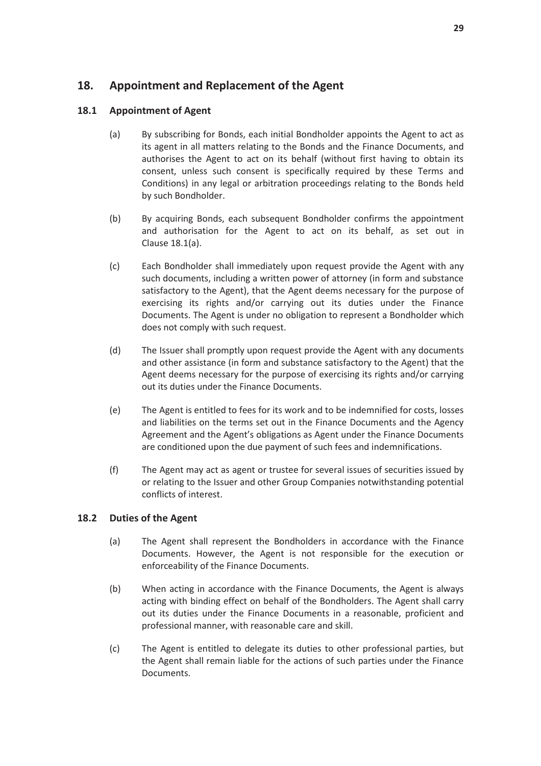## 18. Appointment and Replacement of the Agent

### 18.1 Appointment of Agent

(a) By subscribing for Bonds, each initial Bondholder appoints the Agent to act as its agent in all matters relating to the Bonds and the Finance Documents, and authorises the Agent to act on its behalf (without first having to obtain its consent, unless such consent is specifically required by these Terms and Conditions) in any legal or arbitration proceedings relating to the Bonds held by such Bondholder.

(b) By acquiring Bonds, each subsequent Bondholder confirms the appointment and authorisation for the Agent to act on its behalf, as set out in Clause 18.1(a).

(c) Each Bondholder shall immediately upon request provide the Agent with any such documents, including a written power of attorney (in form and substance satisfactory to the Agent), that the Agent deems necessary for the purpose of exercising its rights and/or carrying out its duties under the Finance Documents. The Agent is under no obligation to represent a Bondholder which does not comply with such request.

(d) The Issuer shall promptly upon request provide the Agent with any documents and other assistance (in form and substance satisfactory to the Agent) that the Agent deems necessary for the purpose of exercising its rights and/or carrying out its duties under the Finance Documents.

(e) The Agent is entitled to fees for its work and to be indemnified for costs, losses and liabilities on the terms set out in the Finance Documents and the Agency Agreement and the Agent's obligations as Agent under the Finance Documents are conditioned upon the due payment of such fees and indemnifications.

(f) The Agent may act as agent or trustee for several issues of securities issued by or relating to the Issuer and other Group Companies notwithstanding potential conflicts of interest.

### 18.2 Duties of the Agent

(a) The Agent shall represent the Bondholders in accordance with the Finance Documents. However, the Agent is not responsible for the execution or enforceability of the Finance Documents.

(b) When acting in accordance with the Finance Documents, the Agent is always acting with binding effect on behalf of the Bondholders. The Agent shall carry out its duties under the Finance Documents in a reasonable, proficient and professional manner, with reasonable care and skill.

(c) The Agent is entitled to delegate its duties to other professional parties, but the Agent shall remain liable for the actions of such parties under the Finance Documents.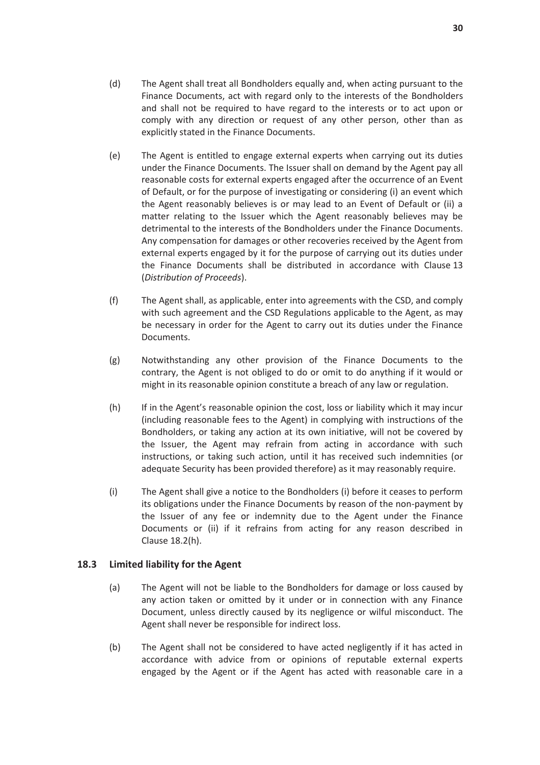(d) The Agent shall treat all Bondholders equally and, when acting pursuant to the Finance Documents, act with regard only to the interests of the Bondholders and shall not be required to have regard to the interests or to act upon or comply with any direction or request of any other person, other than as explicitly stated in the Finance Documents.

(e) The Agent is entitled to engage external experts when carrying out its duties under the Finance Documents. The Issuer shall on demand by the Agent pay all reasonable costs for external experts engaged after the occurrence of an Event of Default, or for the purpose of investigating or considering (i) an event which the Agent reasonably believes is or may lead to an Event of Default or (ii) a matter relating to the Issuer which the Agent reasonably believes may be detrimental to the interests of the Bondholders under the Finance Documents. Any compensation for damages or other recoveries received by the Agent from external experts engaged by it for the purpose of carrying out its duties under the Finance Documents shall be distributed in accordance with Clause 13 (*Distribution of Proceeds*).

(f) The Agent shall, as applicable, enter into agreements with the CSD, and comply with such agreement and the CSD Regulations applicable to the Agent, as may be necessary in order for the Agent to carry out its duties under the Finance Documents.

(g) Notwithstanding any other provision of the Finance Documents to the contrary, the Agent is not obliged to do or omit to do anything if it would or might in its reasonable opinion constitute a breach of any law or regulation.

(h) If in the Agent's reasonable opinion the cost, loss or liability which it may incur (including reasonable fees to the Agent) in complying with instructions of the Bondholders, or taking any action at its own initiative, will not be covered by the Issuer, the Agent may refrain from acting in accordance with such instructions, or taking such action, until it has received such indemnities (or adequate Security has been provided therefore) as it may reasonably require.

(i) The Agent shall give a notice to the Bondholders (i) before it ceases to perform its obligations under the Finance Documents by reason of the non-payment by the Issuer of any fee or indemnity due to the Agent under the Finance Documents or (ii) if it refrains from acting for any reason described in Clause 18.2(h).

### 18.3 Limited liability for the Agent

(a) The Agent will not be liable to the Bondholders for damage or loss caused by any action taken or omitted by it under or in connection with any Finance Document, unless directly caused by its negligence or wilful misconduct. The Agent shall never be responsible for indirect loss.

(b) The Agent shall not be considered to have acted negligently if it has acted in accordance with advice from or opinions of reputable external experts engaged by the Agent or if the Agent has acted with reasonable care in a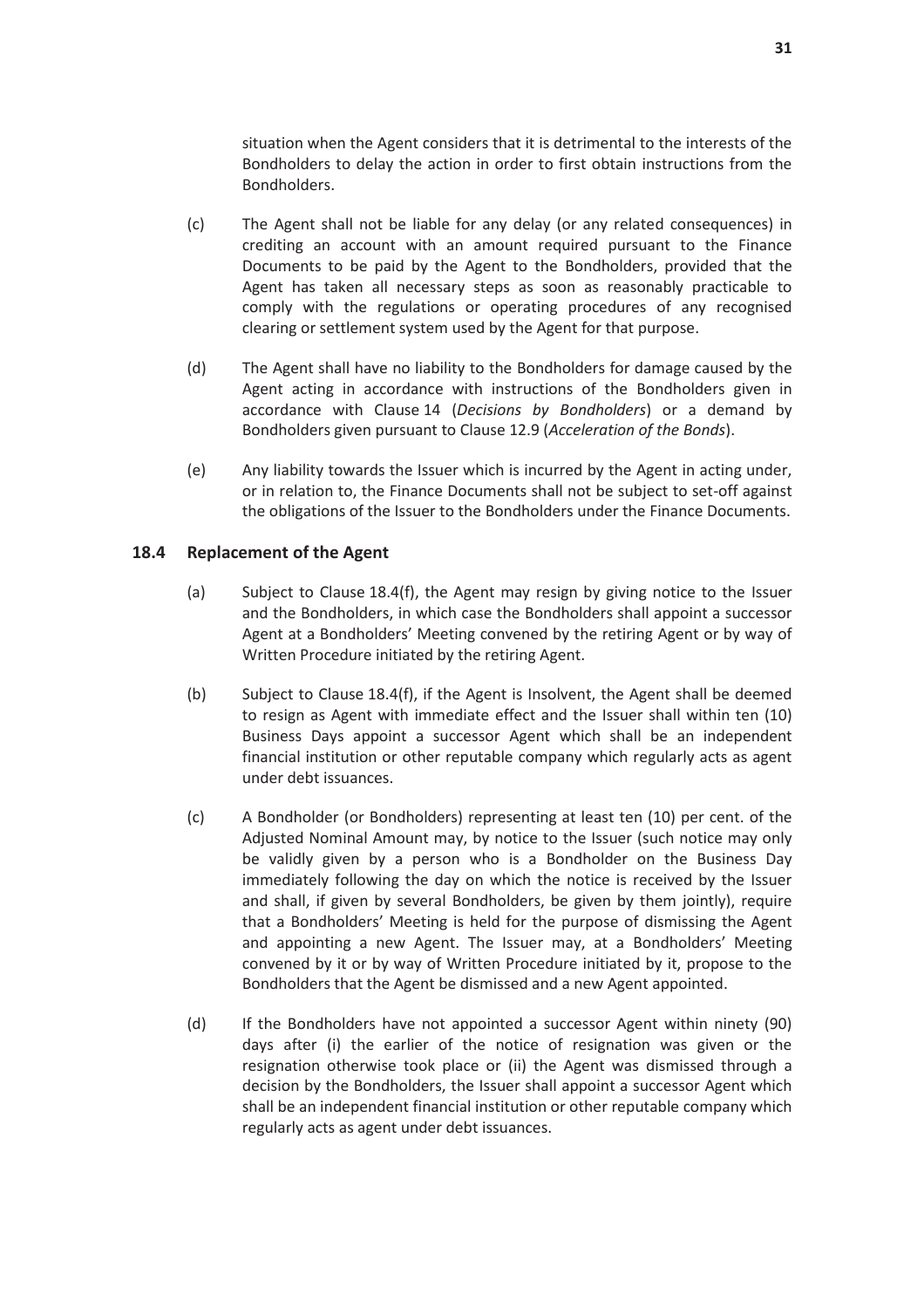situation when the Agent considers that it is detrimental to the interests of the Bondholders to delay the action in order to first obtain instructions from the Bondholders.

(c) The Agent shall not be liable for any delay (or any related consequences) in crediting an account with an amount required pursuant to the Finance Documents to be paid by the Agent to the Bondholders, provided that the Agent has taken all necessary steps as soon as reasonably practicable to comply with the regulations or operating procedures of any recognised clearing or settlement system used by the Agent for that purpose.

(d) The Agent shall have no liability to the Bondholders for damage caused by the Agent acting in accordance with instructions of the Bondholders given in accordance with Clause 14 (*Decisions by Bondholders*) or a demand by Bondholders given pursuant to Clause 12.9 (*Acceleration of the Bonds*).

(e) Any liability towards the Issuer which is incurred by the Agent in acting under, or in relation to, the Finance Documents shall not be subject to set-off against the obligations of the Issuer to the Bondholders under the Finance Documents.

### 18.4 Replacement of the Agent

(a) Subject to Clause 18.4(f), the Agent may resign by giving notice to the Issuer and the Bondholders, in which case the Bondholders shall appoint a successor Agent at a Bondholders' Meeting convened by the retiring Agent or by way of Written Procedure initiated by the retiring Agent.

(b) Subject to Clause 18.4(f), if the Agent is Insolvent, the Agent shall be deemed to resign as Agent with immediate effect and the Issuer shall within ten (10) Business Days appoint a successor Agent which shall be an independent financial institution or other reputable company which regularly acts as agent under debt issuances.

(c) A Bondholder (or Bondholders) representing at least ten (10) per cent. of the Adjusted Nominal Amount may, by notice to the Issuer (such notice may only be validly given by a person who is a Bondholder on the Business Day immediately following the day on which the notice is received by the Issuer and shall, if given by several Bondholders, be given by them jointly), require that a Bondholders' Meeting is held for the purpose of dismissing the Agent and appointing a new Agent. The Issuer may, at a Bondholders' Meeting convened by it or by way of Written Procedure initiated by it, propose to the Bondholders that the Agent be dismissed and a new Agent appointed.

(d) If the Bondholders have not appointed a successor Agent within ninety (90) days after (i) the earlier of the notice of resignation was given or the resignation otherwise took place or (ii) the Agent was dismissed through a decision by the Bondholders, the Issuer shall appoint a successor Agent which shall be an independent financial institution or other reputable company which regularly acts as agent under debt issuances.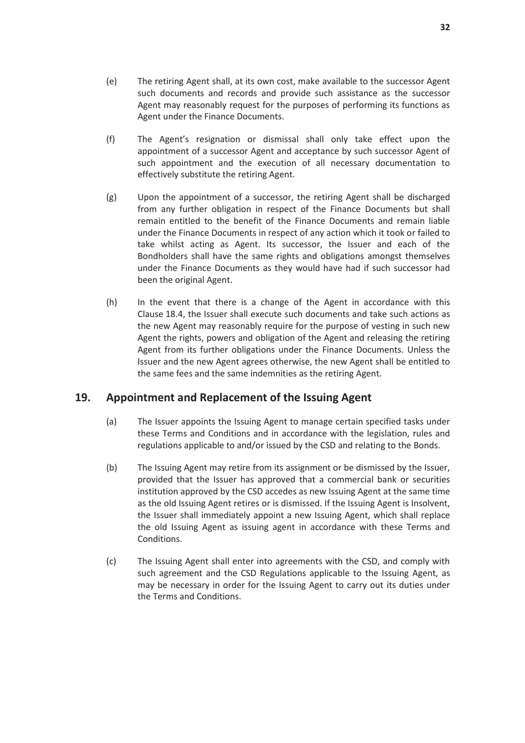(e) The retiring Agent shall, at its own cost, make available to the successor Agent such documents and records and provide such assistance as the successor Agent may reasonably request for the purposes of performing its functions as Agent under the Finance Documents.

(f) The Agent's resignation or dismissal shall only take effect upon the appointment of a successor Agent and acceptance by such successor Agent of such appointment and the execution of all necessary documentation to effectively substitute the retiring Agent.

(g) Upon the appointment of a successor, the retiring Agent shall be discharged from any further obligation in respect of the Finance Documents but shall remain entitled to the benefit of the Finance Documents and remain liable under the Finance Documents in respect of any action which it took or failed to take whilst acting as Agent. Its successor, the Issuer and each of the Bondholders shall have the same rights and obligations amongst themselves under the Finance Documents as they would have had if such successor had been the original Agent.

(h) In the event that there is a change of the Agent in accordance with this Clause 18.4, the Issuer shall execute such documents and take such actions as the new Agent may reasonably require for the purpose of vesting in such new Agent the rights, powers and obligation of the Agent and releasing the retiring Agent from its further obligations under the Finance Documents. Unless the Issuer and the new Agent agrees otherwise, the new Agent shall be entitled to the same fees and the same indemnities as the retiring Agent.

## 19. Appointment and Replacement of the Issuing Agent

(a) The Issuer appoints the Issuing Agent to manage certain specified tasks under these Terms and Conditions and in accordance with the legislation, rules and regulations applicable to and/or issued by the CSD and relating to the Bonds.

(b) The Issuing Agent may retire from its assignment or be dismissed by the Issuer, provided that the Issuer has approved that a commercial bank or securities institution approved by the CSD accedes as new Issuing Agent at the same time as the old Issuing Agent retires or is dismissed. If the Issuing Agent is Insolvent, the Issuer shall immediately appoint a new Issuing Agent, which shall replace the old Issuing Agent as issuing agent in accordance with these Terms and Conditions.

(c) The Issuing Agent shall enter into agreements with the CSD, and comply with such agreement and the CSD Regulations applicable to the Issuing Agent, as may be necessary in order for the Issuing Agent to carry out its duties under the Terms and Conditions.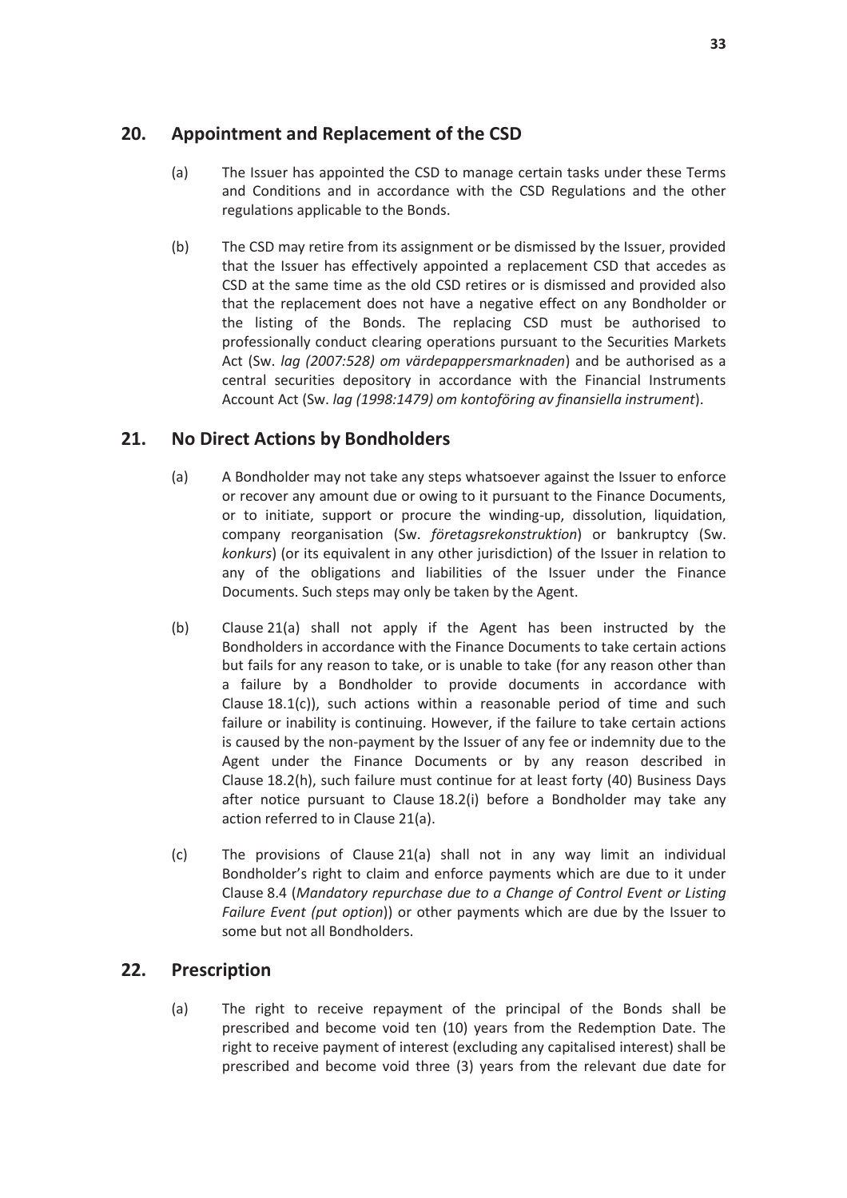## 20. Appointment and Replacement of the CSD

(a) The Issuer has appointed the CSD to manage certain tasks under these Terms and Conditions and in accordance with the CSD Regulations and the other regulations applicable to the Bonds.

(b) The CSD may retire from its assignment or be dismissed by the Issuer, provided that the Issuer has effectively appointed a replacement CSD that accedes as CSD at the same time as the old CSD retires or is dismissed and provided also that the replacement does not have a negative effect on any Bondholder or the listing of the Bonds. The replacing CSD must be authorised to professionally conduct clearing operations pursuant to the Securities Markets Act (Sw. *lag (2007:528) om värdepappersmarknaden*) and be authorised as a central securities depository in accordance with the Financial Instruments Account Act (Sw. *lag (1998:1479) om kontoföring av finansiella instrument*).

## 21. No Direct Actions by Bondholders

(a) A Bondholder may not take any steps whatsoever against the Issuer to enforce or recover any amount due or owing to it pursuant to the Finance Documents, or to initiate, support or procure the winding-up, dissolution, liquidation, company reorganisation (Sw. *företagsrekonstruktion*) or bankruptcy (Sw. *konkurs*) (or its equivalent in any other jurisdiction) of the Issuer in relation to any of the obligations and liabilities of the Issuer under the Finance Documents. Such steps may only be taken by the Agent.

(b) Clause 21(a) shall not apply if the Agent has been instructed by the Bondholders in accordance with the Finance Documents to take certain actions but fails for any reason to take, or is unable to take (for any reason other than a failure by a Bondholder to provide documents in accordance with Clause 18.1(c)), such actions within a reasonable period of time and such failure or inability is continuing. However, if the failure to take certain actions is caused by the non-payment by the Issuer of any fee or indemnity due to the Agent under the Finance Documents or by any reason described in Clause 18.2(h), such failure must continue for at least forty (40) Business Days after notice pursuant to Clause 18.2(i) before a Bondholder may take any action referred to in Clause 21(a).

(c) The provisions of Clause 21(a) shall not in any way limit an individual Bondholder's right to claim and enforce payments which are due to it under Clause 8.4 (*Mandatory repurchase due to a Change of Control Event or Listing Failure Event (put option)*) or other payments which are due by the Issuer to some but not all Bondholders.

## 22. Prescription

(a) The right to receive repayment of the principal of the Bonds shall be prescribed and become void ten (10) years from the Redemption Date. The right to receive payment of interest (excluding any capitalised interest) shall be prescribed and become void three (3) years from the relevant due date for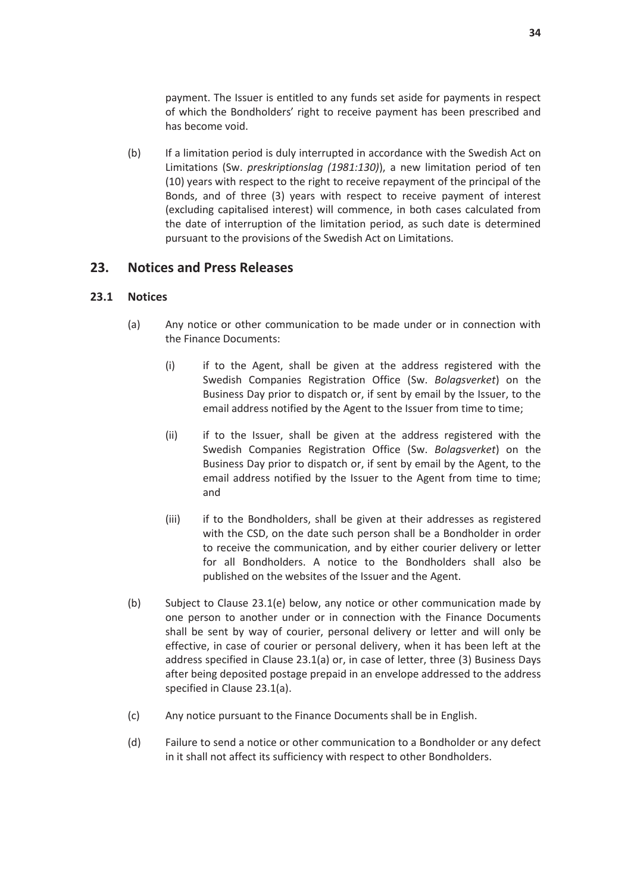payment. The Issuer is entitled to any funds set aside for payments in respect of which the Bondholders' right to receive payment has been prescribed and has become void.

(b) If a limitation period is duly interrupted in accordance with the Swedish Act on Limitations (Sw. *preskriptionslag (1981:130)*), a new limitation period of ten (10) years with respect to the right to receive repayment of the principal of the Bonds, and of three (3) years with respect to receive payment of interest (excluding capitalised interest) will commence, in both cases calculated from the date of interruption of the limitation period, as such date is determined pursuant to the provisions of the Swedish Act on Limitations.

## 23. Notices and Press Releases

### 23.1 Notices

(a) Any notice or other communication to be made under or in connection with the Finance Documents:

(i) if to the Agent, shall be given at the address registered with the Swedish Companies Registration Office (Sw. *Bolagsverket*) on the Business Day prior to dispatch or, if sent by email by the Issuer, to the email address notified by the Agent to the Issuer from time to time;

(ii) if to the Issuer, shall be given at the address registered with the Swedish Companies Registration Office (Sw. *Bolagsverket*) on the Business Day prior to dispatch or, if sent by email by the Agent, to the email address notified by the Issuer to the Agent from time to time; and

(iii) if to the Bondholders, shall be given at their addresses as registered with the CSD, on the date such person shall be a Bondholder in order to receive the communication, and by either courier delivery or letter for all Bondholders. A notice to the Bondholders shall also be published on the websites of the Issuer and the Agent.

(b) Subject to Clause 23.1(e) below, any notice or other communication made by one person to another under or in connection with the Finance Documents shall be sent by way of courier, personal delivery or letter and will only be effective, in case of courier or personal delivery, when it has been left at the address specified in Clause 23.1(a) or, in case of letter, three (3) Business Days after being deposited postage prepaid in an envelope addressed to the address specified in Clause 23.1(a).

(c) Any notice pursuant to the Finance Documents shall be in English.

(d) Failure to send a notice or other communication to a Bondholder or any defect in it shall not affect its sufficiency with respect to other Bondholders.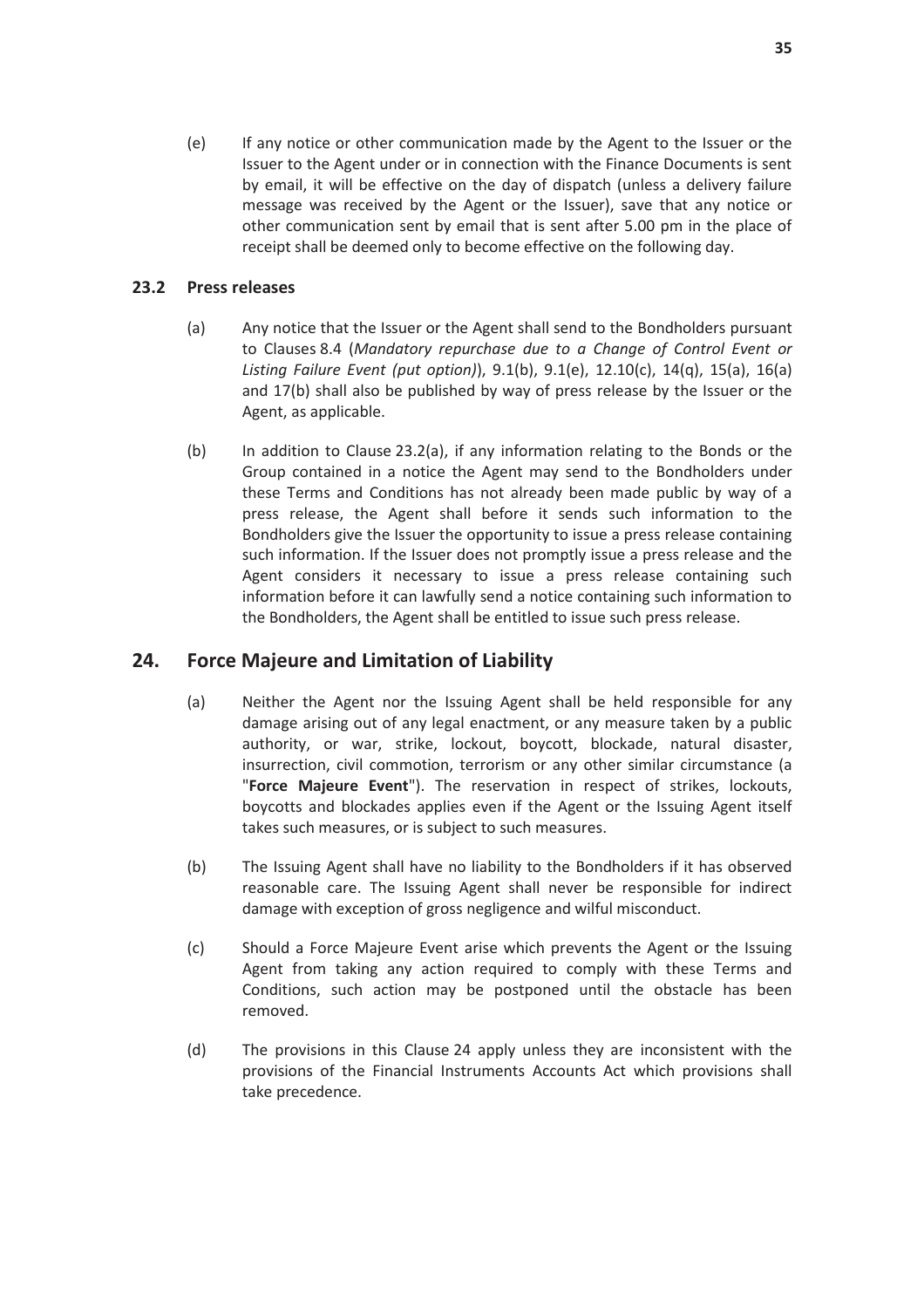(e) If any notice or other communication made by the Agent to the Issuer or the Issuer to the Agent under or in connection with the Finance Documents is sent by email, it will be effective on the day of dispatch (unless a delivery failure message was received by the Agent or the Issuer), save that any notice or other communication sent by email that is sent after 5.00 pm in the place of receipt shall be deemed only to become effective on the following day.

### 23.2 Press releases

(a) Any notice that the Issuer or the Agent shall send to the Bondholders pursuant to Clauses 8.4 (*Mandatory repurchase due to a Change of Control Event or Listing Failure Event (put option)*), 9.1(b), 9.1(e), 12.10(c), 14(q), 15(a), 16(a) and 17(b) shall also be published by way of press release by the Issuer or the Agent, as applicable.

(b) In addition to Clause 23.2(a), if any information relating to the Bonds or the Group contained in a notice the Agent may send to the Bondholders under these Terms and Conditions has not already been made public by way of a press release, the Agent shall before it sends such information to the Bondholders give the Issuer the opportunity to issue a press release containing such information. If the Issuer does not promptly issue a press release and the Agent considers it necessary to issue a press release containing such information before it can lawfully send a notice containing such information to the Bondholders, the Agent shall be entitled to issue such press release.

## 24. Force Majeure and Limitation of Liability

(a) Neither the Agent nor the Issuing Agent shall be held responsible for any damage arising out of any legal enactment, or any measure taken by a public authority, or war, strike, lockout, boycott, blockade, natural disaster, insurrection, civil commotion, terrorism or any other similar circumstance (a "**Force Majeure Event**"). The reservation in respect of strikes, lockouts, boycotts and blockades applies even if the Agent or the Issuing Agent itself takes such measures, or is subject to such measures.

(b) The Issuing Agent shall have no liability to the Bondholders if it has observed reasonable care. The Issuing Agent shall never be responsible for indirect damage with exception of gross negligence and wilful misconduct.

(c) Should a Force Majeure Event arise which prevents the Agent or the Issuing Agent from taking any action required to comply with these Terms and Conditions, such action may be postponed until the obstacle has been removed.

(d) The provisions in this Clause 24 apply unless they are inconsistent with the provisions of the Financial Instruments Accounts Act which provisions shall take precedence.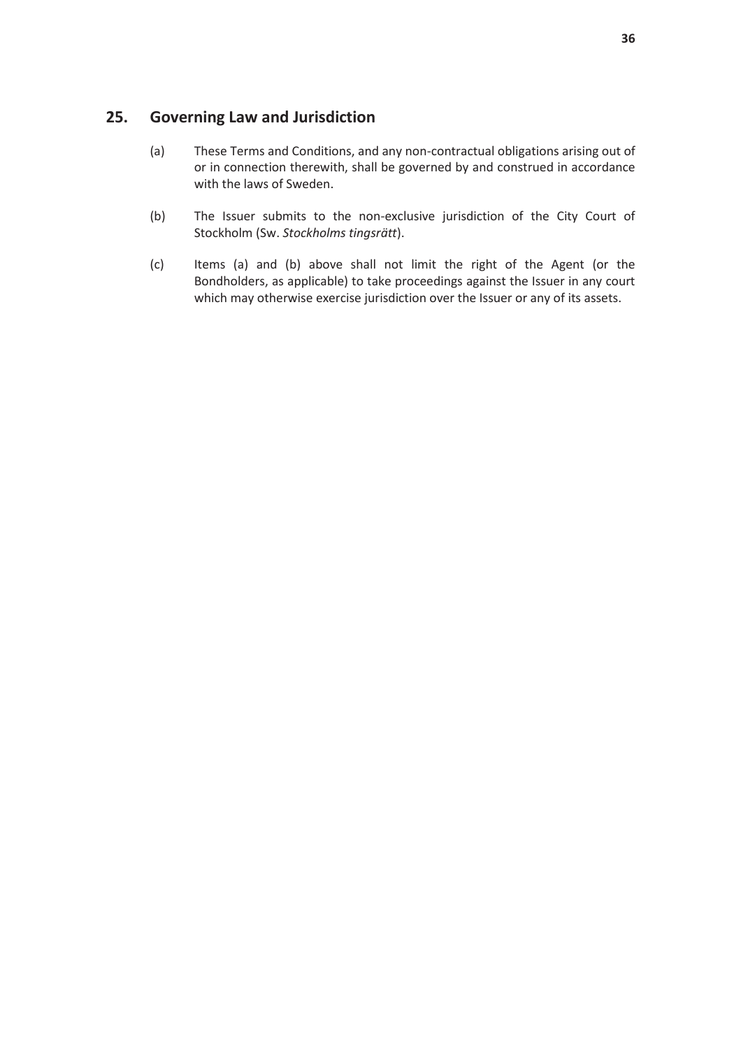## 25. Governing Law and Jurisdiction

(a) These Terms and Conditions, and any non-contractual obligations arising out of or in connection therewith, shall be governed by and construed in accordance with the laws of Sweden.

(b) The Issuer submits to the non-exclusive jurisdiction of the City Court of Stockholm (Sw. *Stockholms tingsrätt*).

(c) Items (a) and (b) above shall not limit the right of the Agent (or the Bondholders, as applicable) to take proceedings against the Issuer in any court which may otherwise exercise jurisdiction over the Issuer or any of its assets.